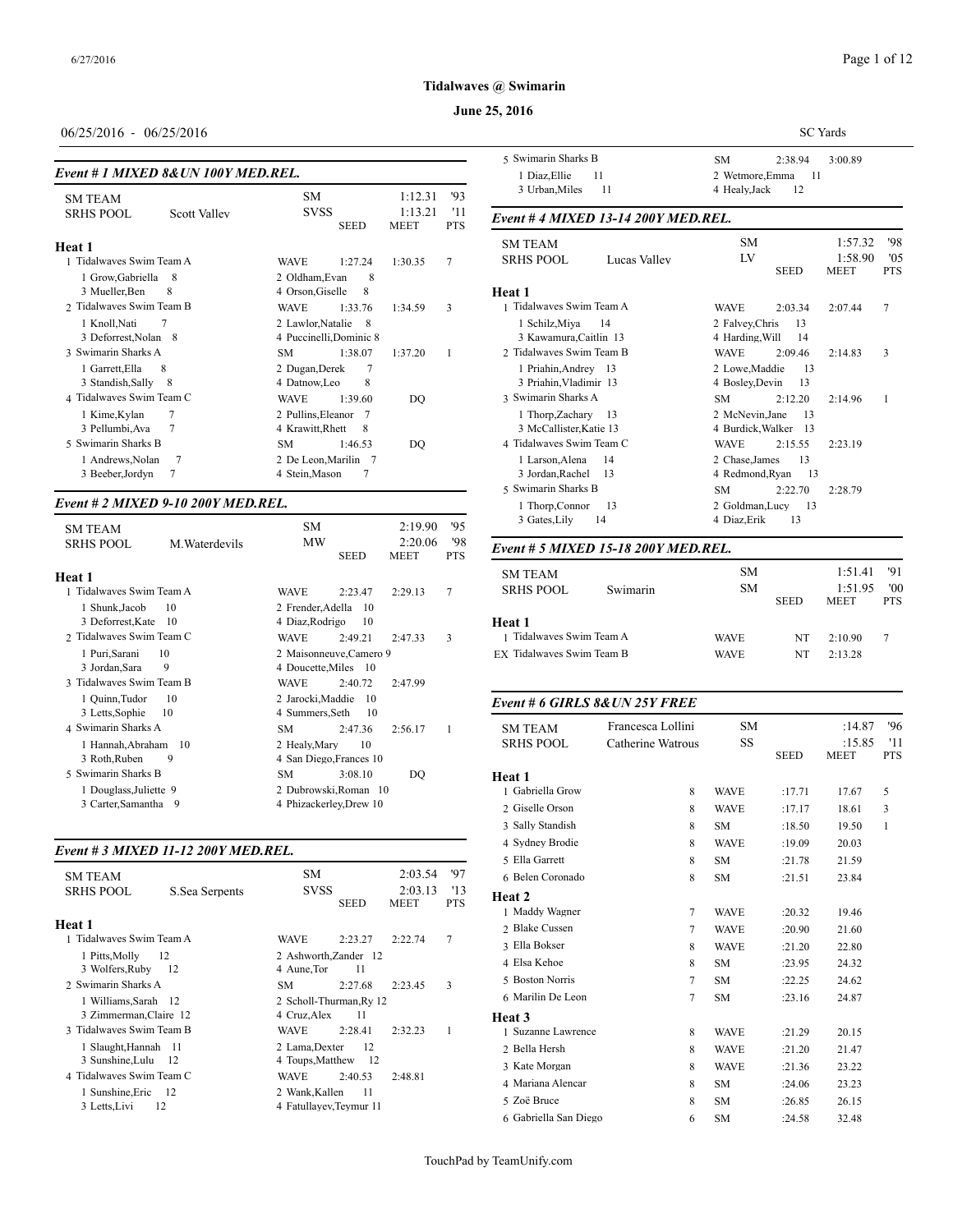**Tidalwaves @ Swimarin**

**June 25, 2016**

06/25/2016 - 06/25/2016

SC Yards

### *Event # 1 MIXED 8&UN 100Y MED.REL.*

| | | | | | |
|---|---|---|---|---|---|
| SM TEAM | | SM | | 1:12.31 | '93 |
| SRHS POOL | Scott Valley | SVSS | | 1:13.21 | '11 |
| | | | SEED | MEET | PTS |

**Heat 1**

| Place | Team | | Seed | Time | Pts |
|---|---|---|---|---|---|
| 1 | Tidalwaves Swim Team A | WAVE | 1:27.24 | 1:30.35 | 7 |
| | 1 Grow,Gabriella 8; 2 Oldham,Evan 8; 3 Mueller,Ben 8; 4 Orson,Giselle 8 | | | | |
| 2 | Tidalwaves Swim Team B | WAVE | 1:33.76 | 1:34.59 | 3 |
| | 1 Knoll,Nati 7; 2 Lawlor,Natalie 8; 3 Deforrest,Nolan 8; 4 Puccinelli,Dominic 8 | | | | |
| 3 | Swimarin Sharks A | SM | 1:38.07 | 1:37.20 | 1 |
| | 1 Garrett,Ella 8; 2 Dugan,Derek 7; 3 Standish,Sally 8; 4 Datnow,Leo 8 | | | | |
| 4 | Tidalwaves Swim Team C | WAVE | 1:39.60 | DQ | |
| | 1 Kime,Kylan 7; 2 Pullins,Eleanor 7; 3 Pellumbi,Ava 7; 4 Krawitt,Rhett 8 | | | | |
| 5 | Swimarin Sharks B | SM | 1:46.53 | DQ | |
| | 1 Andrews,Nolan 7; 2 De Leon,Marilin 7; 3 Beeber,Jordyn 7; 4 Stein,Mason 7 | | | | |

### *Event # 2 MIXED 9-10 200Y MED.REL.*

| | | | | | |
|---|---|---|---|---|---|
| SM TEAM | | SM | | 2:19.90 | '95 |
| SRHS POOL | M.Waterdevils | MW | | 2:20.06 | '98 |
| | | | SEED | MEET | PTS |

**Heat 1**

| Place | Team | | Seed | Time | Pts |
|---|---|---|---|---|---|
| 1 | Tidalwaves Swim Team A | WAVE | 2:23.47 | 2:29.13 | 7 |
| | 1 Shunk,Jacob 10; 2 Frender,Adella 10; 3 Deforrest,Kate 10; 4 Diaz,Rodrigo 10 | | | | |
| 2 | Tidalwaves Swim Team C | WAVE | 2:49.21 | 2:47.33 | 3 |
| | 1 Puri,Sarani 10; 2 Maisonneuve,Camero 9; 3 Jordan,Sara 9; 4 Doucette,Miles 10 | | | | |
| 3 | Tidalwaves Swim Team B | WAVE | 2:40.72 | 2:47.99 | |
| | 1 Quinn,Tudor 10; 2 Jarocki,Maddie 10; 3 Letts,Sophie 10; 4 Summers,Seth 10 | | | | |
| 4 | Swimarin Sharks A | SM | 2:47.36 | 2:56.17 | 1 |
| | 1 Hannah,Abraham 10; 2 Healy,Mary 10; 3 Roth,Ruben 9; 4 San Diego,Frances 10 | | | | |
| 5 | Swimarin Sharks B | SM | 3:08.10 | DQ | |
| | 1 Douglass,Juliette 9; 2 Dubrowski,Roman 10; 3 Carter,Samantha 9; 4 Phizackerley,Drew 10 | | | | |

### *Event # 3 MIXED 11-12 200Y MED.REL.*

| | | | | | |
|---|---|---|---|---|---|
| SM TEAM | | SM | | 2:03.54 | '97 |
| SRHS POOL | S.Sea Serpents | SVSS | | 2:03.13 | '13 |
| | | | SEED | MEET | PTS |

**Heat 1**

| Place | Team | | Seed | Time | Pts |
|---|---|---|---|---|---|
| 1 | Tidalwaves Swim Team A | WAVE | 2:23.27 | 2:22.74 | 7 |
| | 1 Pitts,Molly 12; 2 Ashworth,Zander 12; 3 Wolfers,Ruby 12; 4 Aune,Tor 11 | | | | |
| 2 | Swimarin Sharks A | SM | 2:27.68 | 2:23.45 | 3 |
| | 1 Williams,Sarah 12; 2 Scholl-Thurman,Ry 12; 3 Zimmerman,Claire 12; 4 Cruz,Alex 11 | | | | |
| 3 | Tidalwaves Swim Team B | WAVE | 2:28.41 | 2:32.23 | 1 |
| | 1 Slaught,Hannah 11; 2 Lama,Dexter 12; 3 Sunshine,Lulu 12; 4 Toups,Matthew 12 | | | | |
| 4 | Tidalwaves Swim Team C | WAVE | 2:40.53 | 2:48.81 | |
| | 1 Sunshine,Eric 12; 2 Wank,Kallen 11; 3 Letts,Livi 12; 4 Fatullayev,Teymur 11 | | | | |
| 5 | Swimarin Sharks B | SM | 2:38.94 | 3:00.89 | |
| | 1 Diaz,Ellie 11; 2 Wetmore,Emma 11; 3 Urban,Miles 11; 4 Healy,Jack 12 | | | | |

### *Event # 4 MIXED 13-14 200Y MED.REL.*

| | | | | | |
|---|---|---|---|---|---|
| SM TEAM | | SM | | 1:57.32 | '98 |
| SRHS POOL | Lucas Valley | LV | | 1:58.90 | '05 |
| | | | SEED | MEET | PTS |

**Heat 1**

| Place | Team | | Seed | Time | Pts |
|---|---|---|---|---|---|
| 1 | Tidalwaves Swim Team A | WAVE | 2:03.34 | 2:07.44 | 7 |
| | 1 Schilz,Miya 14; 2 Falvey,Chris 13; 3 Kawamura,Caitlin 13; 4 Harding,Will 14 | | | | |
| 2 | Tidalwaves Swim Team B | WAVE | 2:09.46 | 2:14.83 | 3 |
| | 1 Priahin,Andrey 13; 2 Lowe,Maddie 13; 3 Priahin,Vladimir 13; 4 Bosley,Devin 13 | | | | |
| 3 | Swimarin Sharks A | SM | 2:12.20 | 2:14.96 | 1 |
| | 1 Thorp,Zachary 13; 2 McNevin,Jane 13; 3 McCallister,Katie 13; 4 Burdick,Walker 13 | | | | |
| 4 | Tidalwaves Swim Team C | WAVE | 2:15.55 | 2:23.19 | |
| | 1 Larson,Alena 14; 2 Chase,James 13; 3 Jordan,Rachel 13; 4 Redmond,Ryan 13 | | | | |
| 5 | Swimarin Sharks B | SM | 2:22.70 | 2:28.79 | |
| | 1 Thorp,Connor 13; 2 Goldman,Lucy 13; 3 Gates,Lily 14; 4 Diaz,Erik 13 | | | | |

### *Event # 5 MIXED 15-18 200Y MED.REL.*

| | | | | | |
|---|---|---|---|---|---|
| SM TEAM | | SM | | 1:51.41 | '91 |
| SRHS POOL | Swimarin | SM | | 1:51.95 | '00 |
| | | | SEED | MEET | PTS |

**Heat 1**

| Place | Team | | Seed | Time | Pts |
|---|---|---|---|---|---|
| 1 | Tidalwaves Swim Team A | WAVE | NT | 2:10.90 | 7 |
| EX | Tidalwaves Swim Team B | WAVE | NT | 2:13.28 | |

### *Event # 6 GIRLS 8&UN 25Y FREE*

| | | | | | |
|---|---|---|---|---|---|
| SM TEAM | Francesca Lollini | SM | | :14.87 | '96 |
| SRHS POOL | Catherine Watrous | SS | | :15.85 | '11 |
| | | | SEED | MEET | PTS |

| Place | Name | Age | Team | Seed | Time | Pts |
|---|---|---|---|---|---|---|
| **Heat 1** | | | | | | |
| 1 | Gabriella Grow | 8 | WAVE | :17.71 | 17.67 | 5 |
| 2 | Giselle Orson | 8 | WAVE | :17.17 | 18.61 | 3 |
| 3 | Sally Standish | 8 | SM | :18.50 | 19.50 | 1 |
| 4 | Sydney Brodie | 8 | WAVE | :19.09 | 20.03 | |
| 5 | Ella Garrett | 8 | SM | :21.78 | 21.59 | |
| 6 | Belen Coronado | 8 | SM | :21.51 | 23.84 | |
| **Heat 2** | | | | | | |
| 1 | Maddy Wagner | 7 | WAVE | :20.32 | 19.46 | |
| 2 | Blake Cussen | 7 | WAVE | :20.90 | 21.60 | |
| 3 | Ella Bokser | 8 | WAVE | :21.20 | 22.80 | |
| 4 | Elsa Kehoe | 8 | SM | :23.95 | 24.32 | |
| 5 | Boston Norris | 7 | SM | :22.25 | 24.62 | |
| 6 | Marilin De Leon | 7 | SM | :23.16 | 24.87 | |
| **Heat 3** | | | | | | |
| 1 | Suzanne Lawrence | 8 | WAVE | :21.29 | 20.15 | |
| 2 | Bella Hersh | 8 | WAVE | :21.20 | 21.47 | |
| 3 | Kate Morgan | 8 | WAVE | :21.36 | 23.22 | |
| 4 | Mariana Alencar | 8 | SM | :24.06 | 23.23 | |
| 5 | Zoë Bruce | 8 | SM | :26.85 | 26.15 | |
| 6 | Gabriella San Diego | 6 | SM | :24.58 | 32.48 | |

TouchPad by TeamUnify.com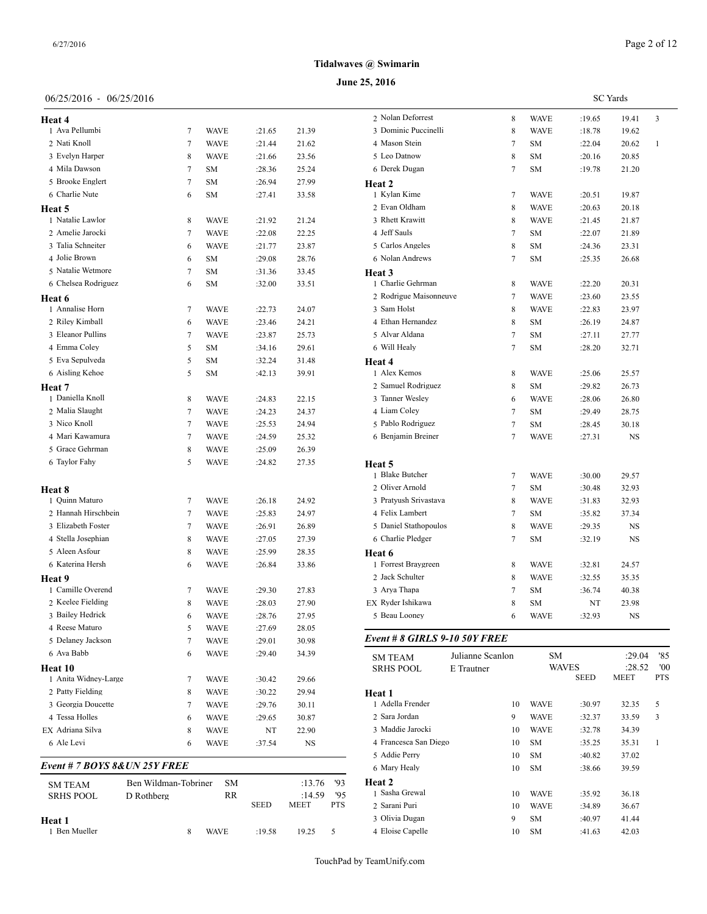**Tidalwaves @ Swimarin**

**June 25, 2016**

06/25/2016 - 06/25/2016 SC Yards

**Heat 4**

| | Name | Age | Team | Seed | Time | Pts |
|---|---|---|---|---|---|---|
| 1 | Ava Pellumbi | 7 | WAVE | :21.65 | 21.39 | |
| 2 | Nati Knoll | 7 | WAVE | :21.44 | 21.62 | |
| 3 | Evelyn Harper | 8 | WAVE | :21.66 | 23.56 | |
| 4 | Mila Dawson | 7 | SM | :28.36 | 25.24 | |
| 5 | Brooke Englert | 7 | SM | :26.94 | 27.99 | |
| 6 | Charlie Nute | 6 | SM | :27.41 | 33.58 | |

**Heat 5**

| | Name | Age | Team | Seed | Time | Pts |
|---|---|---|---|---|---|---|
| 1 | Natalie Lawlor | 8 | WAVE | :21.92 | 21.24 | |
| 2 | Amelie Jarocki | 7 | WAVE | :22.08 | 22.25 | |
| 3 | Talia Schneiter | 6 | WAVE | :21.77 | 23.87 | |
| 4 | Jolie Brown | 6 | SM | :29.08 | 28.76 | |
| 5 | Natalie Wetmore | 7 | SM | :31.36 | 33.45 | |
| 6 | Chelsea Rodriguez | 6 | SM | :32.00 | 33.51 | |

**Heat 6**

| | Name | Age | Team | Seed | Time | Pts |
|---|---|---|---|---|---|---|
| 1 | Annalise Horn | 7 | WAVE | :22.73 | 24.07 | |
| 2 | Riley Kimball | 6 | WAVE | :23.46 | 24.21 | |
| 3 | Eleanor Pullins | 7 | WAVE | :23.87 | 25.73 | |
| 4 | Emma Coley | 5 | SM | :34.16 | 29.61 | |
| 5 | Eva Sepulveda | 5 | SM | :32.24 | 31.48 | |
| 6 | Aisling Kehoe | 5 | SM | :42.13 | 39.91 | |

**Heat 7**

| | Name | Age | Team | Seed | Time | Pts |
|---|---|---|---|---|---|---|
| 1 | Daniella Knoll | 8 | WAVE | :24.83 | 22.15 | |
| 2 | Malia Slaught | 7 | WAVE | :24.23 | 24.37 | |
| 3 | Nico Knoll | 7 | WAVE | :25.53 | 24.94 | |
| 4 | Mari Kawamura | 7 | WAVE | :24.59 | 25.32 | |
| 5 | Grace Gehrman | 8 | WAVE | :25.09 | 26.39 | |
| 6 | Taylor Fahy | 5 | WAVE | :24.82 | 27.35 | |

**Heat 8**

| | Name | Age | Team | Seed | Time | Pts |
|---|---|---|---|---|---|---|
| 1 | Quinn Maturo | 7 | WAVE | :26.18 | 24.92 | |
| 2 | Hannah Hirschbein | 7 | WAVE | :25.83 | 24.97 | |
| 3 | Elizabeth Foster | 7 | WAVE | :26.91 | 26.89 | |
| 4 | Stella Josephian | 8 | WAVE | :27.05 | 27.39 | |
| 5 | Aleen Asfour | 8 | WAVE | :25.99 | 28.35 | |
| 6 | Katerina Hersh | 6 | WAVE | :26.84 | 33.86 | |

**Heat 9**

| | Name | Age | Team | Seed | Time | Pts |
|---|---|---|---|---|---|---|
| 1 | Camille Overend | 7 | WAVE | :29.30 | 27.83 | |
| 2 | Keelee Fielding | 8 | WAVE | :28.03 | 27.90 | |
| 3 | Bailey Hedrick | 6 | WAVE | :28.76 | 27.95 | |
| 4 | Reese Maturo | 5 | WAVE | :27.69 | 28.05 | |
| 5 | Delaney Jackson | 7 | WAVE | :29.01 | 30.98 | |
| 6 | Ava Babb | 6 | WAVE | :29.40 | 34.39 | |

**Heat 10**

| | Name | Age | Team | Seed | Time | Pts |
|---|---|---|---|---|---|---|
| 1 | Anita Widney-Large | 7 | WAVE | :30.42 | 29.66 | |
| 2 | Patty Fielding | 8 | WAVE | :30.22 | 29.94 | |
| 3 | Georgia Doucette | 7 | WAVE | :29.76 | 30.11 | |
| 4 | Tessa Holles | 6 | WAVE | :29.65 | 30.87 | |
| EX | Adriana Silva | 8 | WAVE | NT | 22.90 | |
| 6 | Ale Levi | 6 | WAVE | :37.54 | NS | |

### *Event # 7 BOYS 8&UN 25Y FREE*

| | | | | | |
|---|---|---|---|---|---|
| SM TEAM | Ben Wildman-Tobriner | SM | | :13.76 | '93 |
| SRHS POOL | D Rothberg | RR | | :14.59 | '95 |
| | | | SEED | MEET | PTS |

**Heat 1**

| | Name | Age | Team | Seed | Time | Pts |
|---|---|---|---|---|---|---|
| 1 | Ben Mueller | 8 | WAVE | :19.58 | 19.25 | 5 |
| 2 | Nolan Deforrest | 8 | WAVE | :19.65 | 19.41 | 3 |
| 3 | Dominic Puccinelli | 8 | WAVE | :18.78 | 19.62 | |
| 4 | Mason Stein | 7 | SM | :22.04 | 20.62 | 1 |
| 5 | Leo Datnow | 8 | SM | :20.16 | 20.85 | |
| 6 | Derek Dugan | 7 | SM | :19.78 | 21.20 | |

**Heat 2**

| | Name | Age | Team | Seed | Time | Pts |
|---|---|---|---|---|---|---|
| 1 | Kylan Kime | 7 | WAVE | :20.51 | 19.87 | |
| 2 | Evan Oldham | 8 | WAVE | :20.63 | 20.18 | |
| 3 | Rhett Krawitt | 8 | WAVE | :21.45 | 21.87 | |
| 4 | Jeff Sauls | 7 | SM | :22.07 | 21.89 | |
| 5 | Carlos Angeles | 8 | SM | :24.36 | 23.31 | |
| 6 | Nolan Andrews | 7 | SM | :25.35 | 26.68 | |

**Heat 3**

| | Name | Age | Team | Seed | Time | Pts |
|---|---|---|---|---|---|---|
| 1 | Charlie Gehrman | 8 | WAVE | :22.20 | 20.31 | |
| 2 | Rodrigue Maisonneuve | 7 | WAVE | :23.60 | 23.55 | |
| 3 | Sam Holst | 8 | WAVE | :22.83 | 23.97 | |
| 4 | Ethan Hernandez | 8 | SM | :26.19 | 24.87 | |
| 5 | Alvar Aldana | 7 | SM | :27.11 | 27.77 | |
| 6 | Will Healy | 7 | SM | :28.20 | 32.71 | |

**Heat 4**

| | Name | Age | Team | Seed | Time | Pts |
|---|---|---|---|---|---|---|
| 1 | Alex Kemos | 8 | WAVE | :25.06 | 25.57 | |
| 2 | Samuel Rodriguez | 8 | SM | :29.82 | 26.73 | |
| 3 | Tanner Wesley | 6 | WAVE | :28.06 | 26.80 | |
| 4 | Liam Coley | 7 | SM | :29.49 | 28.75 | |
| 5 | Pablo Rodriguez | 7 | SM | :28.45 | 30.18 | |
| 6 | Benjamin Breiner | 7 | WAVE | :27.31 | NS | |

**Heat 5**

| | Name | Age | Team | Seed | Time | Pts |
|---|---|---|---|---|---|---|
| 1 | Blake Butcher | 7 | WAVE | :30.00 | 29.57 | |
| 2 | Oliver Arnold | 7 | SM | :30.48 | 32.93 | |
| 3 | Pratyush Srivastava | 8 | WAVE | :31.83 | 32.93 | |
| 4 | Felix Lambert | 7 | SM | :35.82 | 37.34 | |
| 5 | Daniel Stathopoulos | 8 | WAVE | :29.35 | NS | |
| 6 | Charlie Pledger | 7 | SM | :32.19 | NS | |

**Heat 6**

| | Name | Age | Team | Seed | Time | Pts |
|---|---|---|---|---|---|---|
| 1 | Forrest Braygreen | 8 | WAVE | :32.81 | 24.57 | |
| 2 | Jack Schulter | 8 | WAVE | :32.55 | 35.35 | |
| 3 | Arya Thapa | 7 | SM | :36.74 | 40.38 | |
| EX | Ryder Ishikawa | 8 | SM | NT | 23.98 | |
| 5 | Beau Looney | 6 | WAVE | :32.93 | NS | |

### *Event # 8 GIRLS 9-10 50Y FREE*

| | | | | | |
|---|---|---|---|---|---|
| SM TEAM | Julianne Scanlon | SM | | :29.04 | '85 |
| SRHS POOL | E Trautner | WAVES | | :28.52 | '00 |
| | | | SEED | MEET | PTS |

**Heat 1**

| | Name | Age | Team | Seed | Time | Pts |
|---|---|---|---|---|---|---|
| 1 | Adella Frender | 10 | WAVE | :30.97 | 32.35 | 5 |
| 2 | Sara Jordan | 9 | WAVE | :32.37 | 33.59 | 3 |
| 3 | Maddie Jarocki | 10 | WAVE | :32.78 | 34.39 | |
| 4 | Francesca San Diego | 10 | SM | :35.25 | 35.31 | 1 |
| 5 | Addie Perry | 10 | SM | :40.82 | 37.02 | |
| 6 | Mary Healy | 10 | SM | :38.66 | 39.59 | |

**Heat 2**

| | Name | Age | Team | Seed | Time | Pts |
|---|---|---|---|---|---|---|
| 1 | Sasha Grewal | 10 | WAVE | :35.92 | 36.18 | |
| 2 | Sarani Puri | 10 | WAVE | :34.89 | 36.67 | |
| 3 | Olivia Dugan | 9 | SM | :40.97 | 41.44 | |
| 4 | Eloise Capelle | 10 | SM | :41.63 | 42.03 | |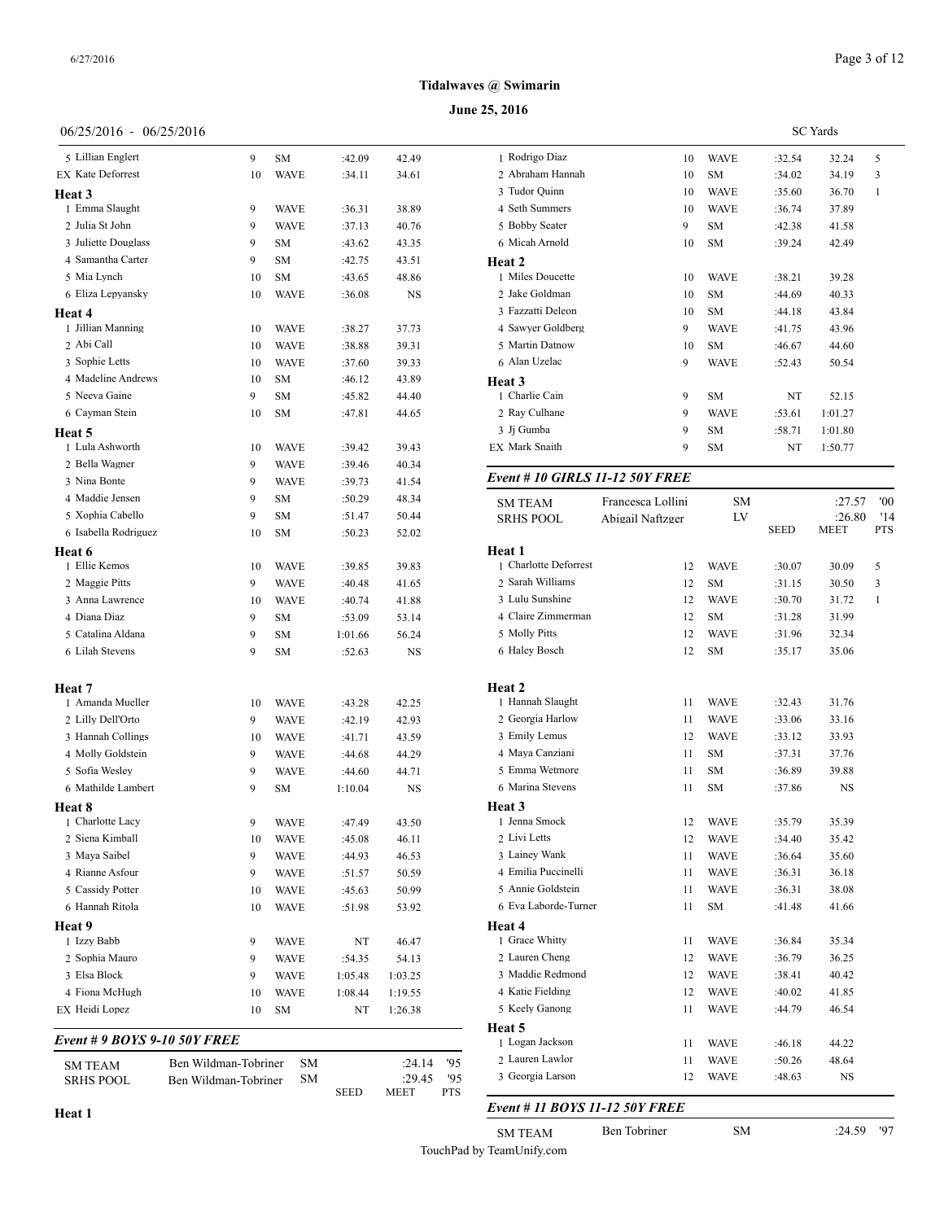**Tidalwaves @ Swimarin**

**June 25, 2016**

06/25/2016 - 06/25/2016 SC Yards

| | | | | |
|---|---|---|---|---|
| 5 Lillian Englert | 9 | SM | :42.09 | 42.49 |
| EX Kate Deforrest | 10 | WAVE | :34.11 | 34.61 |
| **Heat 3** | | | | |
| 1 Emma Slaught | 9 | WAVE | :36.31 | 38.89 |
| 2 Julia St John | 9 | WAVE | :37.13 | 40.76 |
| 3 Juliette Douglass | 9 | SM | :43.62 | 43.35 |
| 4 Samantha Carter | 9 | SM | :42.75 | 43.51 |
| 5 Mia Lynch | 10 | SM | :43.65 | 48.86 |
| 6 Eliza Lepyansky | 10 | WAVE | :36.08 | NS |
| **Heat 4** | | | | |
| 1 Jillian Manning | 10 | WAVE | :38.27 | 37.73 |
| 2 Abi Call | 10 | WAVE | :38.88 | 39.31 |
| 3 Sophie Letts | 10 | WAVE | :37.60 | 39.33 |
| 4 Madeline Andrews | 10 | SM | :46.12 | 43.89 |
| 5 Neeva Gaine | 9 | SM | :45.82 | 44.40 |
| 6 Cayman Stein | 10 | SM | :47.81 | 44.65 |
| **Heat 5** | | | | |
| 1 Lula Ashworth | 10 | WAVE | :39.42 | 39.43 |
| 2 Bella Wagner | 9 | WAVE | :39.46 | 40.34 |
| 3 Nina Bonte | 9 | WAVE | :39.73 | 41.54 |
| 4 Maddie Jensen | 9 | SM | :50.29 | 48.34 |
| 5 Xophia Cabello | 9 | SM | :51.47 | 50.44 |
| 6 Isabella Rodriguez | 10 | SM | :50.23 | 52.02 |
| **Heat 6** | | | | |
| 1 Ellie Kemos | 10 | WAVE | :39.85 | 39.83 |
| 2 Maggie Pitts | 9 | WAVE | :40.48 | 41.65 |
| 3 Anna Lawrence | 10 | WAVE | :40.74 | 41.88 |
| 4 Diana Diaz | 9 | SM | :53.09 | 53.14 |
| 5 Catalina Aldana | 9 | SM | 1:01.66 | 56.24 |
| 6 Lilah Stevens | 9 | SM | :52.63 | NS |
| **Heat 7** | | | | |
| 1 Amanda Mueller | 10 | WAVE | :43.28 | 42.25 |
| 2 Lilly Dell'Orto | 9 | WAVE | :42.19 | 42.93 |
| 3 Hannah Collings | 10 | WAVE | :41.71 | 43.59 |
| 4 Molly Goldstein | 9 | WAVE | :44.68 | 44.29 |
| 5 Sofia Wesley | 9 | WAVE | :44.60 | 44.71 |
| 6 Mathilde Lambert | 9 | SM | 1:10.04 | NS |
| **Heat 8** | | | | |
| 1 Charlotte Lacy | 9 | WAVE | :47.49 | 43.50 |
| 2 Siena Kimball | 10 | WAVE | :45.08 | 46.11 |
| 3 Maya Saibel | 9 | WAVE | :44.93 | 46.53 |
| 4 Rianne Asfour | 9 | WAVE | :51.57 | 50.59 |
| 5 Cassidy Potter | 10 | WAVE | :45.63 | 50.99 |
| 6 Hannah Ritola | 10 | WAVE | :51.98 | 53.92 |
| **Heat 9** | | | | |
| 1 Izzy Babb | 9 | WAVE | NT | 46.47 |
| 2 Sophia Mauro | 9 | WAVE | :54.35 | 54.13 |
| 3 Elsa Block | 9 | WAVE | 1:05.48 | 1:03.25 |
| 4 Fiona McHugh | 10 | WAVE | 1:08.44 | 1:19.55 |
| EX Heidi Lopez | 10 | SM | NT | 1:26.38 |

### *Event # 9 BOYS 9-10 50Y FREE*

| | | | | | | |
|---|---|---|---|---|---|---|
| SM TEAM | Ben Wildman-Tobriner | SM | | :24.14 | '95 | |
| SRHS POOL | Ben Wildman-Tobriner | SM | | :29.45 | '95 | |
| | | | SEED | MEET | PTS | |
| **Heat 1** | | | | | | |
| 1 Rodrigo Diaz | 10 | WAVE | | :32.54 | 32.24 | 5 |
| 2 Abraham Hannah | 10 | SM | | :34.02 | 34.19 | 3 |
| 3 Tudor Quinn | 10 | WAVE | | :35.60 | 36.70 | 1 |
| 4 Seth Summers | 10 | WAVE | | :36.74 | 37.89 | |
| 5 Bobby Seater | 9 | SM | | :42.38 | 41.58 | |
| 6 Micah Arnold | 10 | SM | | :39.24 | 42.49 | |
| **Heat 2** | | | | | | |
| 1 Miles Doucette | 10 | WAVE | | :38.21 | 39.28 | |
| 2 Jake Goldman | 10 | SM | | :44.69 | 40.33 | |
| 3 Fazzatti Deleon | 10 | SM | | :44.18 | 43.84 | |
| 4 Sawyer Goldberg | 9 | WAVE | | :41.75 | 43.96 | |
| 5 Martin Datnow | 10 | SM | | :46.67 | 44.60 | |
| 6 Alan Uzelac | 9 | WAVE | | :52.43 | 50.54 | |
| **Heat 3** | | | | | | |
| 1 Charlie Cain | 9 | SM | | NT | 52.15 | |
| 2 Ray Culhane | 9 | WAVE | | :53.61 | 1:01.27 | |
| 3 Jj Gumba | 9 | SM | | :58.71 | 1:01.80 | |
| EX Mark Snaith | 9 | SM | | NT | 1:50.77 | |

### *Event # 10 GIRLS 11-12 50Y FREE*

| | | | | | | |
|---|---|---|---|---|---|---|
| SM TEAM | Francesca Lollini | SM | | :27.57 | '00 | |
| SRHS POOL | Abigail Naftzger | LV | | :26.80 | '14 | |
| | | | SEED | MEET | PTS | |
| **Heat 1** | | | | | | |
| 1 Charlotte Deforrest | 12 | WAVE | | :30.07 | 30.09 | 5 |
| 2 Sarah Williams | 12 | SM | | :31.15 | 30.50 | 3 |
| 3 Lulu Sunshine | 12 | WAVE | | :30.70 | 31.72 | 1 |
| 4 Claire Zimmerman | 12 | SM | | :31.28 | 31.99 | |
| 5 Molly Pitts | 12 | WAVE | | :31.96 | 32.34 | |
| 6 Haley Bosch | 12 | SM | | :35.17 | 35.06 | |
| **Heat 2** | | | | | | |
| 1 Hannah Slaught | 11 | WAVE | | :32.43 | 31.76 | |
| 2 Georgia Harlow | 11 | WAVE | | :33.06 | 33.16 | |
| 3 Emily Lemus | 12 | WAVE | | :33.12 | 33.93 | |
| 4 Maya Canziani | 11 | SM | | :37.31 | 37.76 | |
| 5 Emma Wetmore | 11 | SM | | :36.89 | 39.88 | |
| 6 Marina Stevens | 11 | SM | | :37.86 | NS | |
| **Heat 3** | | | | | | |
| 1 Jenna Smock | 12 | WAVE | | :35.79 | 35.39 | |
| 2 Livi Letts | 12 | WAVE | | :34.40 | 35.42 | |
| 3 Lainey Wank | 11 | WAVE | | :36.64 | 35.60 | |
| 4 Emilia Puccinelli | 11 | WAVE | | :36.31 | 36.18 | |
| 5 Annie Goldstein | 11 | WAVE | | :36.31 | 38.08 | |
| 6 Eva Laborde-Turner | 11 | SM | | :41.48 | 41.66 | |
| **Heat 4** | | | | | | |
| 1 Grace Whitty | 11 | WAVE | | :36.84 | 35.34 | |
| 2 Lauren Cheng | 12 | WAVE | | :36.79 | 36.25 | |
| 3 Maddie Redmond | 12 | WAVE | | :38.41 | 40.42 | |
| 4 Katie Fielding | 12 | WAVE | | :40.02 | 41.85 | |
| 5 Keely Ganong | 11 | WAVE | | :44.79 | 46.54 | |
| **Heat 5** | | | | | | |
| 1 Logan Jackson | 11 | WAVE | | :46.18 | 44.22 | |
| 2 Lauren Lawlor | 11 | WAVE | | :50.26 | 48.64 | |
| 3 Georgia Larson | 12 | WAVE | | :48.63 | NS | |

### *Event # 11 BOYS 11-12 50Y FREE*

| | | | | |
|---|---|---|---|---|
| SM TEAM | Ben Tobriner | SM | :24.59 | '97 |

TouchPad by TeamUnify.com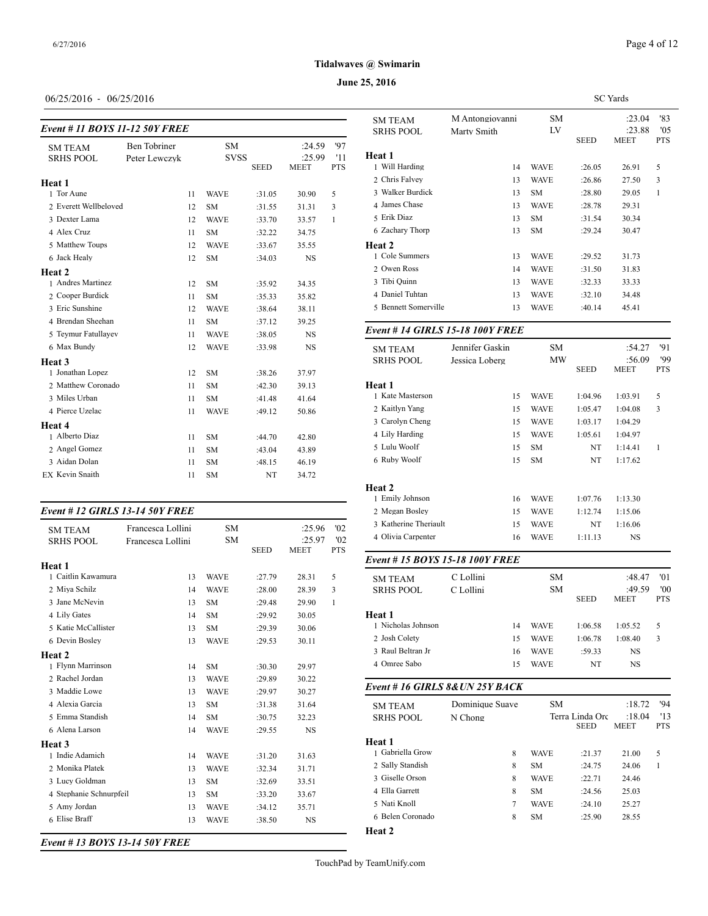# Tidalwaves @ Swimarin

**June 25, 2016**

06/25/2016 - 06/25/2016

SC Yards

### *Event # 11 BOYS 11-12 50Y FREE*

| | | | | | | |
|---|---|---|---|---|---|---|
| SM TEAM | Ben Tobriner | | SM | | :24.59 | '97 |
| SRHS POOL | Peter Lewczyk | | SVSS | | :25.99 | '11 |
| | | | | SEED | MEET | PTS |
| **Heat 1** | | | | | | |
| 1 Tor Aune | | 11 | WAVE | :31.05 | 30.90 | 5 |
| 2 Everett Wellbeloved | | 12 | SM | :31.55 | 31.31 | 3 |
| 3 Dexter Lama | | 12 | WAVE | :33.70 | 33.57 | 1 |
| 4 Alex Cruz | | 11 | SM | :32.22 | 34.75 | |
| 5 Matthew Toups | | 12 | WAVE | :33.67 | 35.55 | |
| 6 Jack Healy | | 12 | SM | :34.03 | NS | |
| **Heat 2** | | | | | | |
| 1 Andres Martinez | | 12 | SM | :35.92 | 34.35 | |
| 2 Cooper Burdick | | 11 | SM | :35.33 | 35.82 | |
| 3 Eric Sunshine | | 12 | WAVE | :38.64 | 38.11 | |
| 4 Brendan Sheehan | | 11 | SM | :37.12 | 39.25 | |
| 5 Teymur Fatullayev | | 11 | WAVE | :38.05 | NS | |
| 6 Max Bundy | | 12 | WAVE | :33.98 | NS | |
| **Heat 3** | | | | | | |
| 1 Jonathan Lopez | | 12 | SM | :38.26 | 37.97 | |
| 2 Matthew Coronado | | 11 | SM | :42.30 | 39.13 | |
| 3 Miles Urban | | 11 | SM | :41.48 | 41.64 | |
| 4 Pierce Uzelac | | 11 | WAVE | :49.12 | 50.86 | |
| **Heat 4** | | | | | | |
| 1 Alberto Diaz | | 11 | SM | :44.70 | 42.80 | |
| 2 Angel Gomez | | 11 | SM | :43.04 | 43.89 | |
| 3 Aidan Dolan | | 11 | SM | :48.15 | 46.19 | |
| EX Kevin Snaith | | 11 | SM | NT | 34.72 | |

### *Event # 12 GIRLS 13-14 50Y FREE*

| | | | | | | |
|---|---|---|---|---|---|---|
| SM TEAM | Francesca Lollini | | SM | | :25.96 | '02 |
| SRHS POOL | Francesca Lollini | | SM | | :25.97 | '02 |
| | | | | SEED | MEET | PTS |
| **Heat 1** | | | | | | |
| 1 Caitlin Kawamura | | 13 | WAVE | :27.79 | 28.31 | 5 |
| 2 Miya Schilz | | 14 | WAVE | :28.00 | 28.39 | 3 |
| 3 Jane McNevin | | 13 | SM | :29.48 | 29.90 | 1 |
| 4 Lily Gates | | 14 | SM | :29.92 | 30.05 | |
| 5 Katie McCallister | | 13 | SM | :29.39 | 30.06 | |
| 6 Devin Bosley | | 13 | WAVE | :29.53 | 30.11 | |
| **Heat 2** | | | | | | |
| 1 Flynn Marrinson | | 14 | SM | :30.30 | 29.97 | |
| 2 Rachel Jordan | | 13 | WAVE | :29.89 | 30.22 | |
| 3 Maddie Lowe | | 13 | WAVE | :29.97 | 30.27 | |
| 4 Alexia Garcia | | 13 | SM | :31.38 | 31.64 | |
| 5 Emma Standish | | 14 | SM | :30.75 | 32.23 | |
| 6 Alena Larson | | 14 | WAVE | :29.55 | NS | |
| **Heat 3** | | | | | | |
| 1 Indie Adamich | | 14 | WAVE | :31.20 | 31.63 | |
| 2 Monika Platek | | 13 | WAVE | :32.34 | 31.71 | |
| 3 Lucy Goldman | | 13 | SM | :32.69 | 33.51 | |
| 4 Stephanie Schnurpfeil | | 13 | SM | :33.20 | 33.67 | |
| 5 Amy Jordan | | 13 | WAVE | :34.12 | 35.71 | |
| 6 Elise Braff | | 13 | WAVE | :38.50 | NS | |

### *Event # 13 BOYS 13-14 50Y FREE*

| | | | | | | |
|---|---|---|---|---|---|---|
| SM TEAM | M Antongiovanni | | SM | | :23.04 | '83 |
| SRHS POOL | Marty Smith | | LV | | :23.88 | '05 |
| | | | | SEED | MEET | PTS |
| **Heat 1** | | | | | | |
| 1 Will Harding | | 14 | WAVE | :26.05 | 26.91 | 5 |
| 2 Chris Falvey | | 13 | WAVE | :26.86 | 27.50 | 3 |
| 3 Walker Burdick | | 13 | SM | :28.80 | 29.05 | 1 |
| 4 James Chase | | 13 | WAVE | :28.78 | 29.31 | |
| 5 Erik Diaz | | 13 | SM | :31.54 | 30.34 | |
| 6 Zachary Thorp | | 13 | SM | :29.24 | 30.47 | |
| **Heat 2** | | | | | | |
| 1 Cole Summers | | 13 | WAVE | :29.52 | 31.73 | |
| 2 Owen Ross | | 14 | WAVE | :31.50 | 31.83 | |
| 3 Tibi Quinn | | 13 | WAVE | :32.33 | 33.33 | |
| 4 Daniel Tuhtan | | 13 | WAVE | :32.10 | 34.48 | |
| 5 Bennett Somerville | | 13 | WAVE | :40.14 | 45.41 | |

### *Event # 14 GIRLS 15-18 100Y FREE*

| | | | | | | |
|---|---|---|---|---|---|---|
| SM TEAM | Jennifer Gaskin | | SM | | :54.27 | '91 |
| SRHS POOL | Jessica Loberg | | MW | | :56.09 | '99 |
| | | | | SEED | MEET | PTS |
| **Heat 1** | | | | | | |
| 1 Kate Masterson | | 15 | WAVE | 1:04.96 | 1:03.91 | 5 |
| 2 Kaitlyn Yang | | 15 | WAVE | 1:05.47 | 1:04.08 | 3 |
| 3 Carolyn Cheng | | 15 | WAVE | 1:03.17 | 1:04.29 | |
| 4 Lily Harding | | 15 | WAVE | 1:05.61 | 1:04.97 | |
| 5 Lulu Woolf | | 15 | SM | NT | 1:14.41 | 1 |
| 6 Ruby Woolf | | 15 | SM | NT | 1:17.62 | |
| **Heat 2** | | | | | | |
| 1 Emily Johnson | | 16 | WAVE | 1:07.76 | 1:13.30 | |
| 2 Megan Bosley | | 15 | WAVE | 1:12.74 | 1:15.06 | |
| 3 Katherine Theriault | | 15 | WAVE | NT | 1:16.06 | |
| 4 Olivia Carpenter | | 16 | WAVE | 1:11.13 | NS | |

### *Event # 15 BOYS 15-18 100Y FREE*

| | | | | | | |
|---|---|---|---|---|---|---|
| SM TEAM | C Lollini | | SM | | :48.47 | '01 |
| SRHS POOL | C Lollini | | SM | | :49.59 | '00 |
| | | | | SEED | MEET | PTS |
| **Heat 1** | | | | | | |
| 1 Nicholas Johnson | | 14 | WAVE | 1:06.58 | 1:05.52 | 5 |
| 2 Josh Colety | | 15 | WAVE | 1:06.78 | 1:08.40 | 3 |
| 3 Raul Beltran Jr | | 16 | WAVE | :59.33 | NS | |
| 4 Omree Sabo | | 15 | WAVE | NT | NS | |

### *Event # 16 GIRLS 8&UN 25Y BACK*

| | | | | | | |
|---|---|---|---|---|---|---|
| SM TEAM | Dominique Suave | | SM | | :18.72 | '94 |
| SRHS POOL | N Chong | | Terra Linda Orc | | :18.04 | '13 |
| | | | | SEED | MEET | PTS |
| **Heat 1** | | | | | | |
| 1 Gabriella Grow | | 8 | WAVE | :21.37 | 21.00 | 5 |
| 2 Sally Standish | | 8 | SM | :24.75 | 24.06 | 1 |
| 3 Giselle Orson | | 8 | WAVE | :22.71 | 24.46 | |
| 4 Ella Garrett | | 8 | SM | :24.56 | 25.03 | |
| 5 Nati Knoll | | 7 | WAVE | :24.10 | 25.27 | |
| 6 Belen Coronado | | 8 | SM | :25.90 | 28.55 | |
| **Heat 2** | | | | | | |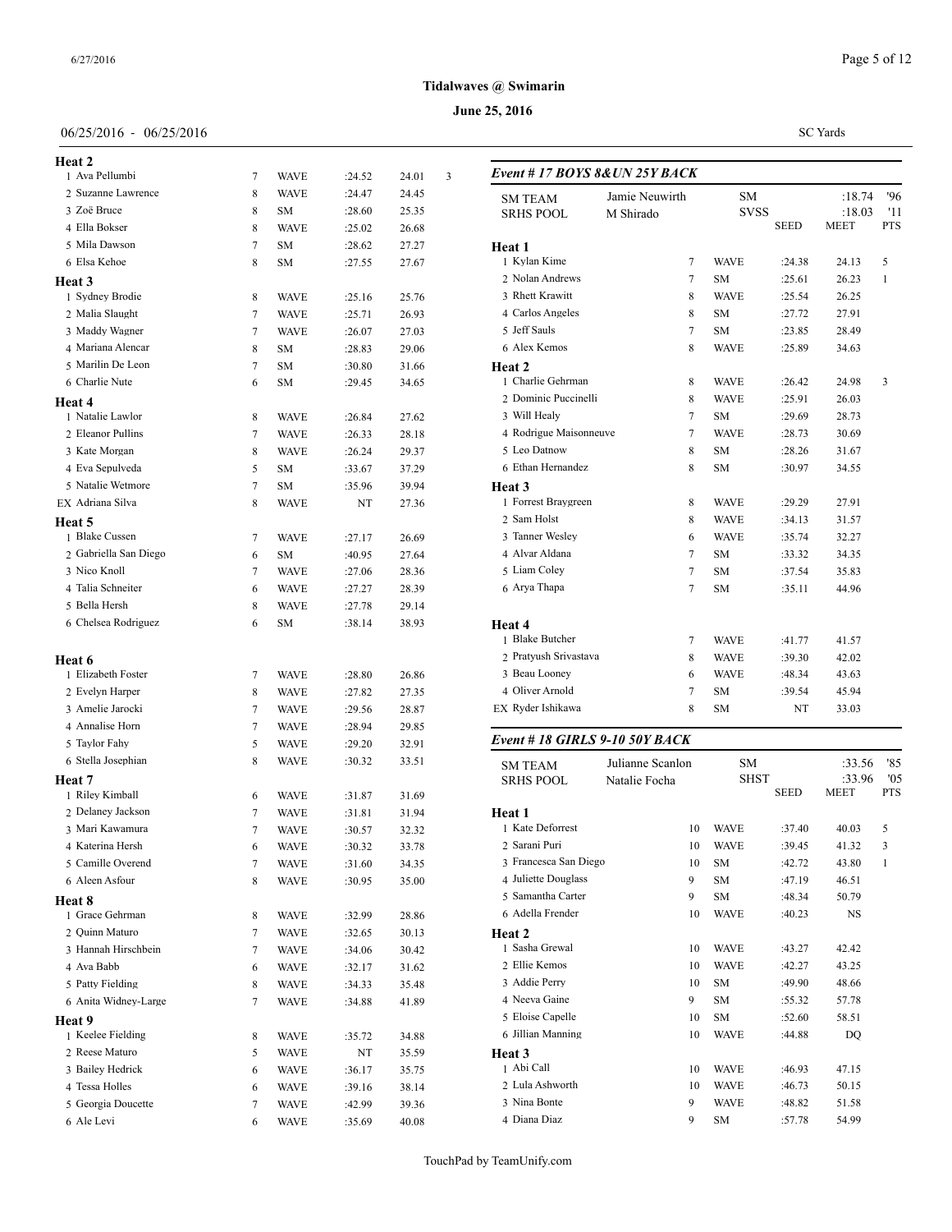**Tidalwaves @ Swimarin**

**June 25, 2016**

06/25/2016 - 06/25/2016

SC Yards

**Heat 2**

| | Name | Age | Team | Seed | Time | Pts |
|---|---|---|---|---|---|---|
| 1 | Ava Pellumbi | 7 | WAVE | :24.52 | 24.01 | 3 |
| 2 | Suzanne Lawrence | 8 | WAVE | :24.47 | 24.45 | |
| 3 | Zoë Bruce | 8 | SM | :28.60 | 25.35 | |
| 4 | Ella Bokser | 8 | WAVE | :25.02 | 26.68 | |
| 5 | Mila Dawson | 7 | SM | :28.62 | 27.27 | |
| 6 | Elsa Kehoe | 8 | SM | :27.55 | 27.67 | |

**Heat 3**

| | Name | Age | Team | Seed | Time |
|---|---|---|---|---|---|
| 1 | Sydney Brodie | 8 | WAVE | :25.16 | 25.76 |
| 2 | Malia Slaught | 7 | WAVE | :25.71 | 26.93 |
| 3 | Maddy Wagner | 7 | WAVE | :26.07 | 27.03 |
| 4 | Mariana Alencar | 8 | SM | :28.83 | 29.06 |
| 5 | Marilin De Leon | 7 | SM | :30.80 | 31.66 |
| 6 | Charlie Nute | 6 | SM | :29.45 | 34.65 |

**Heat 4**

| | Name | Age | Team | Seed | Time |
|---|---|---|---|---|---|
| 1 | Natalie Lawlor | 8 | WAVE | :26.84 | 27.62 |
| 2 | Eleanor Pullins | 7 | WAVE | :26.33 | 28.18 |
| 3 | Kate Morgan | 8 | WAVE | :26.24 | 29.37 |
| 4 | Eva Sepulveda | 5 | SM | :33.67 | 37.29 |
| 5 | Natalie Wetmore | 7 | SM | :35.96 | 39.94 |
| EX | Adriana Silva | 8 | WAVE | NT | 27.36 |

**Heat 5**

| | Name | Age | Team | Seed | Time |
|---|---|---|---|---|---|
| 1 | Blake Cussen | 7 | WAVE | :27.17 | 26.69 |
| 2 | Gabriella San Diego | 6 | SM | :40.95 | 27.64 |
| 3 | Nico Knoll | 7 | WAVE | :27.06 | 28.36 |
| 4 | Talia Schneiter | 6 | WAVE | :27.27 | 28.39 |
| 5 | Bella Hersh | 8 | WAVE | :27.78 | 29.14 |
| 6 | Chelsea Rodriguez | 6 | SM | :38.14 | 38.93 |

**Heat 6**

| | Name | Age | Team | Seed | Time |
|---|---|---|---|---|---|
| 1 | Elizabeth Foster | 7 | WAVE | :28.80 | 26.86 |
| 2 | Evelyn Harper | 8 | WAVE | :27.82 | 27.35 |
| 3 | Amelie Jarocki | 7 | WAVE | :29.56 | 28.87 |
| 4 | Annalise Horn | 7 | WAVE | :28.94 | 29.85 |
| 5 | Taylor Fahy | 5 | WAVE | :29.20 | 32.91 |
| 6 | Stella Josephian | 8 | WAVE | :30.32 | 33.51 |

**Heat 7**

| | Name | Age | Team | Seed | Time |
|---|---|---|---|---|---|
| 1 | Riley Kimball | 6 | WAVE | :31.87 | 31.69 |
| 2 | Delaney Jackson | 7 | WAVE | :31.81 | 31.94 |
| 3 | Mari Kawamura | 7 | WAVE | :30.57 | 32.32 |
| 4 | Katerina Hersh | 6 | WAVE | :30.32 | 33.78 |
| 5 | Camille Overend | 7 | WAVE | :31.60 | 34.35 |
| 6 | Aleen Asfour | 8 | WAVE | :30.95 | 35.00 |

**Heat 8**

| | Name | Age | Team | Seed | Time |
|---|---|---|---|---|---|
| 1 | Grace Gehrman | 8 | WAVE | :32.99 | 28.86 |
| 2 | Quinn Maturo | 7 | WAVE | :32.65 | 30.13 |
| 3 | Hannah Hirschbein | 7 | WAVE | :34.06 | 30.42 |
| 4 | Ava Babb | 6 | WAVE | :32.17 | 31.62 |
| 5 | Patty Fielding | 8 | WAVE | :34.33 | 35.48 |
| 6 | Anita Widney-Large | 7 | WAVE | :34.88 | 41.89 |

**Heat 9**

| | Name | Age | Team | Seed | Time |
|---|---|---|---|---|---|
| 1 | Keelee Fielding | 8 | WAVE | :35.72 | 34.88 |
| 2 | Reese Maturo | 5 | WAVE | NT | 35.59 |
| 3 | Bailey Hedrick | 6 | WAVE | :36.17 | 35.75 |
| 4 | Tessa Holles | 6 | WAVE | :39.16 | 38.14 |
| 5 | Georgia Doucette | 7 | WAVE | :42.99 | 39.36 |
| 6 | Ale Levi | 6 | WAVE | :35.69 | 40.08 |

### *Event # 17 BOYS 8&UN 25Y BACK*

| | | | | |
|---|---|---|---|---|
| SM TEAM | Jamie Neuwirth | SM | :18.74 | '96 |
| SRHS POOL | M Shirado | SVSS | :18.03 | '11 |

**Heat 1**

| | Name | Age | Team | SEED | MEET | PTS |
|---|---|---|---|---|---|---|
| 1 | Kylan Kime | 7 | WAVE | :24.38 | 24.13 | 5 |
| 2 | Nolan Andrews | 7 | SM | :25.61 | 26.23 | 1 |
| 3 | Rhett Krawitt | 8 | WAVE | :25.54 | 26.25 | |
| 4 | Carlos Angeles | 8 | SM | :27.72 | 27.91 | |
| 5 | Jeff Sauls | 7 | SM | :23.85 | 28.49 | |
| 6 | Alex Kemos | 8 | WAVE | :25.89 | 34.63 | |

**Heat 2**

| | Name | Age | Team | Seed | Time | Pts |
|---|---|---|---|---|---|---|
| 1 | Charlie Gehrman | 8 | WAVE | :26.42 | 24.98 | 3 |
| 2 | Dominic Puccinelli | 8 | WAVE | :25.91 | 26.03 | |
| 3 | Will Healy | 7 | SM | :29.69 | 28.73 | |
| 4 | Rodrigue Maisonneuve | 7 | WAVE | :28.73 | 30.69 | |
| 5 | Leo Datnow | 8 | SM | :28.26 | 31.67 | |
| 6 | Ethan Hernandez | 8 | SM | :30.97 | 34.55 | |

**Heat 3**

| | Name | Age | Team | Seed | Time |
|---|---|---|---|---|---|
| 1 | Forrest Braygreen | 8 | WAVE | :29.29 | 27.91 |
| 2 | Sam Holst | 8 | WAVE | :34.13 | 31.57 |
| 3 | Tanner Wesley | 6 | WAVE | :35.74 | 32.27 |
| 4 | Alvar Aldana | 7 | SM | :33.32 | 34.35 |
| 5 | Liam Coley | 7 | SM | :37.54 | 35.83 |
| 6 | Arya Thapa | 7 | SM | :35.11 | 44.96 |

**Heat 4**

| | Name | Age | Team | Seed | Time |
|---|---|---|---|---|---|
| 1 | Blake Butcher | 7 | WAVE | :41.77 | 41.57 |
| 2 | Pratyush Srivastava | 8 | WAVE | :39.30 | 42.02 |
| 3 | Beau Looney | 6 | WAVE | :48.34 | 43.63 |
| 4 | Oliver Arnold | 7 | SM | :39.54 | 45.94 |
| EX | Ryder Ishikawa | 8 | SM | NT | 33.03 |

### *Event # 18 GIRLS 9-10 50Y BACK*

| | | | | |
|---|---|---|---|---|
| SM TEAM | Julianne Scanlon | SM | :33.56 | '85 |
| SRHS POOL | Natalie Focha | SHST | :33.96 | '05 |

**Heat 1**

| | Name | Age | Team | SEED | MEET | PTS |
|---|---|---|---|---|---|---|
| 1 | Kate Deforrest | 10 | WAVE | :37.40 | 40.03 | 5 |
| 2 | Sarani Puri | 10 | WAVE | :39.45 | 41.32 | 3 |
| 3 | Francesca San Diego | 10 | SM | :42.72 | 43.80 | 1 |
| 4 | Juliette Douglass | 9 | SM | :47.19 | 46.51 | |
| 5 | Samantha Carter | 9 | SM | :48.34 | 50.79 | |
| 6 | Adella Frender | 10 | WAVE | :40.23 | NS | |

**Heat 2**

| | Name | Age | Team | Seed | Time |
|---|---|---|---|---|---|
| 1 | Sasha Grewal | 10 | WAVE | :43.27 | 42.42 |
| 2 | Ellie Kemos | 10 | WAVE | :42.27 | 43.25 |
| 3 | Addie Perry | 10 | SM | :49.90 | 48.66 |
| 4 | Neeva Gaine | 9 | SM | :55.32 | 57.78 |
| 5 | Eloise Capelle | 10 | SM | :52.60 | 58.51 |
| 6 | Jillian Manning | 10 | WAVE | :44.88 | DQ |

**Heat 3**

| | Name | Age | Team | Seed | Time |
|---|---|---|---|---|---|
| 1 | Abi Call | 10 | WAVE | :46.93 | 47.15 |
| 2 | Lula Ashworth | 10 | WAVE | :46.73 | 50.15 |
| 3 | Nina Bonte | 9 | WAVE | :48.82 | 51.58 |
| 4 | Diana Diaz | 9 | SM | :57.78 | 54.99 |

TouchPad by TeamUnify.com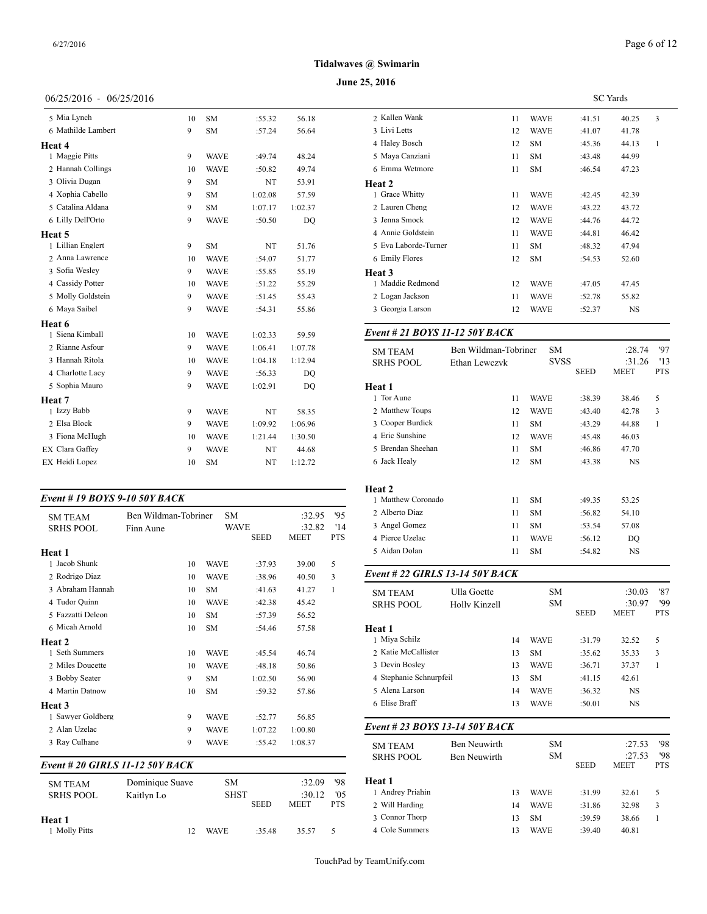**Tidalwaves @ Swimarin**

**June 25, 2016**

06/25/2016 - 06/25/2016 SC Yards

| | Age | Team | Seed | Finals | Pts |
|---|---|---|---|---|---|
| 5 Mia Lynch | 10 | SM | :55.32 | 56.18 | |
| 6 Mathilde Lambert | 9 | SM | :57.24 | 56.64 | |
| **Heat 4** | | | | | |
| 1 Maggie Pitts | 9 | WAVE | :49.74 | 48.24 | |
| 2 Hannah Collings | 10 | WAVE | :50.82 | 49.74 | |
| 3 Olivia Dugan | 9 | SM | NT | 53.91 | |
| 4 Xophia Cabello | 9 | SM | 1:02.08 | 57.59 | |
| 5 Catalina Aldana | 9 | SM | 1:07.17 | 1:02.37 | |
| 6 Lilly Dell'Orto | 9 | WAVE | :50.50 | DQ | |
| **Heat 5** | | | | | |
| 1 Lillian Englert | 9 | SM | NT | 51.76 | |
| 2 Anna Lawrence | 10 | WAVE | :54.07 | 51.77 | |
| 3 Sofia Wesley | 9 | WAVE | :55.85 | 55.19 | |
| 4 Cassidy Potter | 10 | WAVE | :51.22 | 55.29 | |
| 5 Molly Goldstein | 9 | WAVE | :51.45 | 55.43 | |
| 6 Maya Saibel | 9 | WAVE | :54.31 | 55.86 | |
| **Heat 6** | | | | | |
| 1 Siena Kimball | 10 | WAVE | 1:02.33 | 59.59 | |
| 2 Rianne Asfour | 9 | WAVE | 1:06.41 | 1:07.78 | |
| 3 Hannah Ritola | 10 | WAVE | 1:04.18 | 1:12.94 | |
| 4 Charlotte Lacy | 9 | WAVE | :56.33 | DQ | |
| 5 Sophia Mauro | 9 | WAVE | 1:02.91 | DQ | |
| **Heat 7** | | | | | |
| 1 Izzy Babb | 9 | WAVE | NT | 58.35 | |
| 2 Elsa Block | 9 | WAVE | 1:09.92 | 1:06.96 | |
| 3 Fiona McHugh | 10 | WAVE | 1:21.44 | 1:30.50 | |
| EX Clara Gaffey | 9 | WAVE | NT | 44.68 | |
| EX Heidi Lopez | 10 | SM | NT | 1:12.72 | |

### *Event # 19 BOYS 9-10 50Y BACK*

| | | | SEED | MEET | PTS |
|---|---|---|---|---|---|
| SM TEAM | Ben Wildman-Tobriner | SM | | :32.95 | '95 |
| SRHS POOL | Finn Aune | WAVE | | :32.82 | '14 |
| **Heat 1** | | | | | |
| 1 Jacob Shunk | 10 | WAVE | :37.93 | 39.00 | 5 |
| 2 Rodrigo Diaz | 10 | WAVE | :38.96 | 40.50 | 3 |
| 3 Abraham Hannah | 10 | SM | :41.63 | 41.27 | 1 |
| 4 Tudor Quinn | 10 | WAVE | :42.38 | 45.42 | |
| 5 Fazzatti Deleon | 10 | SM | :57.39 | 56.52 | |
| 6 Micah Arnold | 10 | SM | :54.46 | 57.58 | |
| **Heat 2** | | | | | |
| 1 Seth Summers | 10 | WAVE | :45.54 | 46.74 | |
| 2 Miles Doucette | 10 | WAVE | :48.18 | 50.86 | |
| 3 Bobby Seater | 9 | SM | 1:02.50 | 56.90 | |
| 4 Martin Datnow | 10 | SM | :59.32 | 57.86 | |
| **Heat 3** | | | | | |
| 1 Sawyer Goldberg | 9 | WAVE | :52.77 | 56.85 | |
| 2 Alan Uzelac | 9 | WAVE | 1:07.22 | 1:00.80 | |
| 3 Ray Culhane | 9 | WAVE | :55.42 | 1:08.37 | |

### *Event # 20 GIRLS 11-12 50Y BACK*

| | | | SEED | MEET | PTS |
|---|---|---|---|---|---|
| SM TEAM | Dominique Suave | SM | | :32.09 | '98 |
| SRHS POOL | Kaitlyn Lo | SHST | | :30.12 | '05 |
| **Heat 1** | | | | | |
| 1 Molly Pitts | 12 | WAVE | :35.48 | 35.57 | 5 |
| 2 Kallen Wank | 11 | WAVE | :41.51 | 40.25 | 3 |
| 3 Livi Letts | 12 | WAVE | :41.07 | 41.78 | |
| 4 Haley Bosch | 12 | SM | :45.36 | 44.13 | 1 |
| 5 Maya Canziani | 11 | SM | :43.48 | 44.99 | |
| 6 Emma Wetmore | 11 | SM | :46.54 | 47.23 | |
| **Heat 2** | | | | | |
| 1 Grace Whitty | 11 | WAVE | :42.45 | 42.39 | |
| 2 Lauren Cheng | 12 | WAVE | :43.22 | 43.72 | |
| 3 Jenna Smock | 12 | WAVE | :44.76 | 44.72 | |
| 4 Annie Goldstein | 11 | WAVE | :44.81 | 46.42 | |
| 5 Eva Laborde-Turner | 11 | SM | :48.32 | 47.94 | |
| 6 Emily Flores | 12 | SM | :54.53 | 52.60 | |
| **Heat 3** | | | | | |
| 1 Maddie Redmond | 12 | WAVE | :47.05 | 47.45 | |
| 2 Logan Jackson | 11 | WAVE | :52.78 | 55.82 | |
| 3 Georgia Larson | 12 | WAVE | :52.37 | NS | |

### *Event # 21 BOYS 11-12 50Y BACK*

| | | | SEED | MEET | PTS |
|---|---|---|---|---|---|
| SM TEAM | Ben Wildman-Tobriner | SM | | :28.74 | '97 |
| SRHS POOL | Ethan Lewczyk | SVSS | | :31.26 | '13 |
| **Heat 1** | | | | | |
| 1 Tor Aune | 11 | WAVE | :38.39 | 38.46 | 5 |
| 2 Matthew Toups | 12 | WAVE | :43.40 | 42.78 | 3 |
| 3 Cooper Burdick | 11 | SM | :43.29 | 44.88 | 1 |
| 4 Eric Sunshine | 12 | WAVE | :45.48 | 46.03 | |
| 5 Brendan Sheehan | 11 | SM | :46.86 | 47.70 | |
| 6 Jack Healy | 12 | SM | :43.38 | NS | |
| **Heat 2** | | | | | |
| 1 Matthew Coronado | 11 | SM | :49.35 | 53.25 | |
| 2 Alberto Diaz | 11 | SM | :56.82 | 54.10 | |
| 3 Angel Gomez | 11 | SM | :53.54 | 57.08 | |
| 4 Pierce Uzelac | 11 | WAVE | :56.12 | DQ | |
| 5 Aidan Dolan | 11 | SM | :54.82 | NS | |

### *Event # 22 GIRLS 13-14 50Y BACK*

| | | | SEED | MEET | PTS |
|---|---|---|---|---|---|
| SM TEAM | Ulla Goette | SM | | :30.03 | '87 |
| SRHS POOL | Holly Kinzell | SM | | :30.97 | '99 |
| **Heat 1** | | | | | |
| 1 Miya Schilz | 14 | WAVE | :31.79 | 32.52 | 5 |
| 2 Katie McCallister | 13 | SM | :35.62 | 35.33 | 3 |
| 3 Devin Bosley | 13 | WAVE | :36.71 | 37.37 | 1 |
| 4 Stephanie Schnurpfeil | 13 | SM | :41.15 | 42.61 | |
| 5 Alena Larson | 14 | WAVE | :36.32 | NS | |
| 6 Elise Braff | 13 | WAVE | :50.01 | NS | |

### *Event # 23 BOYS 13-14 50Y BACK*

| | | | SEED | MEET | PTS |
|---|---|---|---|---|---|
| SM TEAM | Ben Neuwirth | SM | | :27.53 | '98 |
| SRHS POOL | Ben Neuwirth | SM | | :27.53 | '98 |
| **Heat 1** | | | | | |
| 1 Andrey Priahin | 13 | WAVE | :31.99 | 32.61 | 5 |
| 2 Will Harding | 14 | WAVE | :31.86 | 32.98 | 3 |
| 3 Connor Thorp | 13 | SM | :39.59 | 38.66 | 1 |
| 4 Cole Summers | 13 | WAVE | :39.40 | 40.81 | |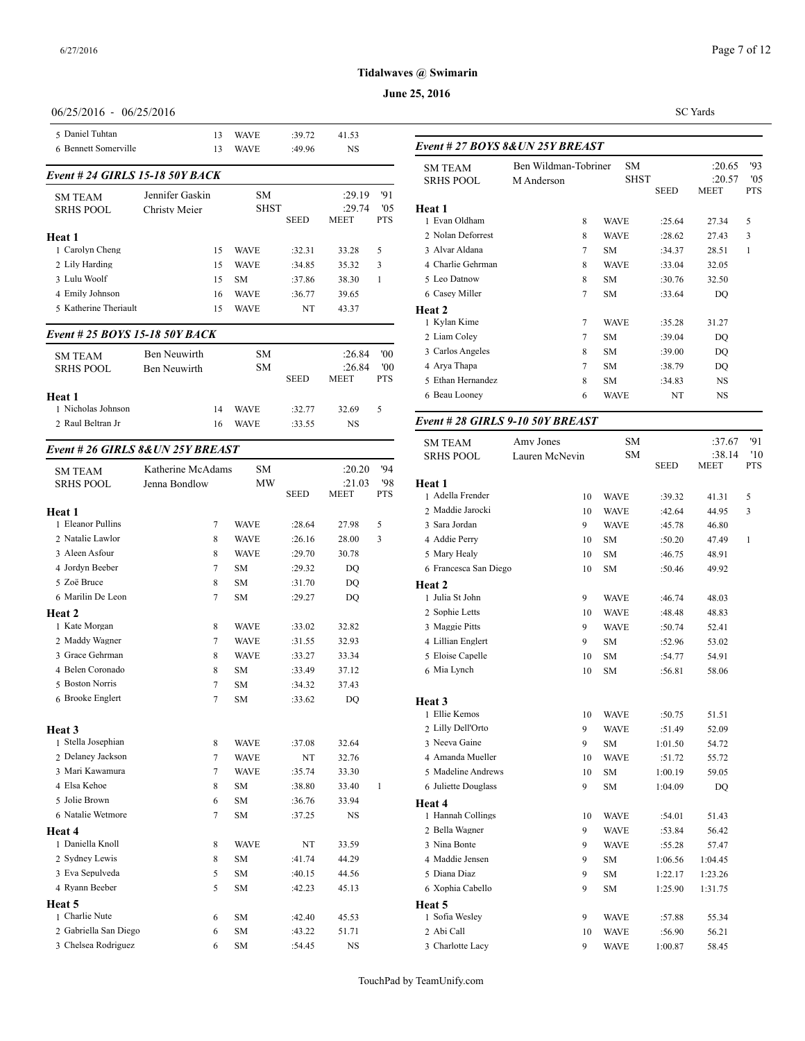# Tidalwaves @ Swimarin

## June 25, 2016

06/25/2016 - 06/25/2016

SC Yards

| | | | | | |
|---|---|---|---|---|---|
| 5 Daniel Tuhtan | 13 | WAVE | :39.72 | 41.53 | |
| 6 Bennett Somerville | 13 | WAVE | :49.96 | NS | |

### Event # 24 GIRLS 15-18 50Y BACK

| | | | | | |
|---|---|---|---|---|---|
| SM TEAM | Jennifer Gaskin | SM | | :29.19 | '91 |
| SRHS POOL | Christy Meier | SHST | | :29.74 | '05 |
| | | | SEED | MEET | PTS |

**Heat 1**

| | | | | | |
|---|---|---|---|---|---|
| 1 Carolyn Cheng | 15 | WAVE | :32.31 | 33.28 | 5 |
| 2 Lily Harding | 15 | WAVE | :34.85 | 35.32 | 3 |
| 3 Lulu Woolf | 15 | SM | :37.86 | 38.30 | 1 |
| 4 Emily Johnson | 16 | WAVE | :36.77 | 39.65 | |
| 5 Katherine Theriault | 15 | WAVE | NT | 43.37 | |

### Event # 25 BOYS 15-18 50Y BACK

| | | | | | |
|---|---|---|---|---|---|
| SM TEAM | Ben Neuwirth | SM | | :26.84 | '00 |
| SRHS POOL | Ben Neuwirth | SM | | :26.84 | '00 |
| | | | SEED | MEET | PTS |

**Heat 1**

| | | | | | |
|---|---|---|---|---|---|
| 1 Nicholas Johnson | 14 | WAVE | :32.77 | 32.69 | 5 |
| 2 Raul Beltran Jr | 16 | WAVE | :33.55 | NS | |

### Event # 26 GIRLS 8&UN 25Y BREAST

| | | | | | |
|---|---|---|---|---|---|
| SM TEAM | Katherine McAdams | SM | | :20.20 | '94 |
| SRHS POOL | Jenna Bondlow | MW | | :21.03 | '98 |
| | | | SEED | MEET | PTS |

**Heat 1**

| | | | | | |
|---|---|---|---|---|---|
| 1 Eleanor Pullins | 7 | WAVE | :28.64 | 27.98 | 5 |
| 2 Natalie Lawlor | 8 | WAVE | :26.16 | 28.00 | 3 |
| 3 Aleen Asfour | 8 | WAVE | :29.70 | 30.78 | |
| 4 Jordyn Beeber | 7 | SM | :29.32 | DQ | |
| 5 Zoë Bruce | 8 | SM | :31.70 | DQ | |
| 6 Marilin De Leon | 7 | SM | :29.27 | DQ | |

**Heat 2**

| | | | | | |
|---|---|---|---|---|---|
| 1 Kate Morgan | 8 | WAVE | :33.02 | 32.82 | |
| 2 Maddy Wagner | 7 | WAVE | :31.55 | 32.93 | |
| 3 Grace Gehrman | 8 | WAVE | :33.27 | 33.34 | |
| 4 Belen Coronado | 8 | SM | :33.49 | 37.12 | |
| 5 Boston Norris | 7 | SM | :34.32 | 37.43 | |
| 6 Brooke Englert | 7 | SM | :33.62 | DQ | |

**Heat 3**

| | | | | | |
|---|---|---|---|---|---|
| 1 Stella Josephian | 8 | WAVE | :37.08 | 32.64 | |
| 2 Delaney Jackson | 7 | WAVE | NT | 32.76 | |
| 3 Mari Kawamura | 7 | WAVE | :35.74 | 33.30 | |
| 4 Elsa Kehoe | 8 | SM | :38.80 | 33.40 | 1 |
| 5 Jolie Brown | 6 | SM | :36.76 | 33.94 | |
| 6 Natalie Wetmore | 7 | SM | :37.25 | NS | |

**Heat 4**

| | | | | | |
|---|---|---|---|---|---|
| 1 Daniella Knoll | 8 | WAVE | NT | 33.59 | |
| 2 Sydney Lewis | 8 | SM | :41.74 | 44.29 | |
| 3 Eva Sepulveda | 5 | SM | :40.15 | 44.56 | |
| 4 Ryann Beeber | 5 | SM | :42.23 | 45.13 | |

**Heat 5**

| | | | | | |
|---|---|---|---|---|---|
| 1 Charlie Nute | 6 | SM | :42.40 | 45.53 | |
| 2 Gabriella San Diego | 6 | SM | :43.22 | 51.71 | |
| 3 Chelsea Rodriguez | 6 | SM | :54.45 | NS | |

### Event # 27 BOYS 8&UN 25Y BREAST

| | | | | | |
|---|---|---|---|---|---|
| SM TEAM | Ben Wildman-Tobriner | SM | | :20.65 | '93 |
| SRHS POOL | M Anderson | SHST | | :20.57 | '05 |
| | | | SEED | MEET | PTS |

**Heat 1**

| | | | | | |
|---|---|---|---|---|---|
| 1 Evan Oldham | 8 | WAVE | :25.64 | 27.34 | 5 |
| 2 Nolan Deforrest | 8 | WAVE | :28.62 | 27.43 | 3 |
| 3 Alvar Aldana | 7 | SM | :34.37 | 28.51 | 1 |
| 4 Charlie Gehrman | 8 | WAVE | :33.04 | 32.05 | |
| 5 Leo Datnow | 8 | SM | :30.76 | 32.50 | |
| 6 Casey Miller | 7 | SM | :33.64 | DQ | |

**Heat 2**

| | | | | | |
|---|---|---|---|---|---|
| 1 Kylan Kime | 7 | WAVE | :35.28 | 31.27 | |
| 2 Liam Coley | 7 | SM | :39.04 | DQ | |
| 3 Carlos Angeles | 8 | SM | :39.00 | DQ | |
| 4 Arya Thapa | 7 | SM | :38.79 | DQ | |
| 5 Ethan Hernandez | 8 | SM | :34.83 | NS | |
| 6 Beau Looney | 6 | WAVE | NT | NS | |

### Event # 28 GIRLS 9-10 50Y BREAST

| | | | | | |
|---|---|---|---|---|---|
| SM TEAM | Amy Jones | SM | | :37.67 | '91 |
| SRHS POOL | Lauren McNevin | SM | | :38.14 | '10 |
| | | | SEED | MEET | PTS |

**Heat 1**

| | | | | | |
|---|---|---|---|---|---|
| 1 Adella Frender | 10 | WAVE | :39.32 | 41.31 | 5 |
| 2 Maddie Jarocki | 10 | WAVE | :42.64 | 44.95 | 3 |
| 3 Sara Jordan | 9 | WAVE | :45.78 | 46.80 | |
| 4 Addie Perry | 10 | SM | :50.20 | 47.49 | 1 |
| 5 Mary Healy | 10 | SM | :46.75 | 48.91 | |
| 6 Francesca San Diego | 10 | SM | :50.46 | 49.92 | |

**Heat 2**

| | | | | | |
|---|---|---|---|---|---|
| 1 Julia St John | 9 | WAVE | :46.74 | 48.03 | |
| 2 Sophie Letts | 10 | WAVE | :48.48 | 48.83 | |
| 3 Maggie Pitts | 9 | WAVE | :50.74 | 52.41 | |
| 4 Lillian Englert | 9 | SM | :52.96 | 53.02 | |
| 5 Eloise Capelle | 10 | SM | :54.77 | 54.91 | |
| 6 Mia Lynch | 10 | SM | :56.81 | 58.06 | |

**Heat 3**

| | | | | | |
|---|---|---|---|---|---|
| 1 Ellie Kemos | 10 | WAVE | :50.75 | 51.51 | |
| 2 Lilly Dell'Orto | 9 | WAVE | :51.49 | 52.09 | |
| 3 Neeva Gaine | 9 | SM | 1:01.50 | 54.72 | |
| 4 Amanda Mueller | 10 | WAVE | :51.72 | 55.72 | |
| 5 Madeline Andrews | 10 | SM | 1:00.19 | 59.05 | |
| 6 Juliette Douglass | 9 | SM | 1:04.09 | DQ | |

**Heat 4**

| | | | | | |
|---|---|---|---|---|---|
| 1 Hannah Collings | 10 | WAVE | :54.01 | 51.43 | |
| 2 Bella Wagner | 9 | WAVE | :53.84 | 56.42 | |
| 3 Nina Bonte | 9 | WAVE | :55.28 | 57.47 | |
| 4 Maddie Jensen | 9 | SM | 1:06.56 | 1:04.45 | |
| 5 Diana Diaz | 9 | SM | 1:22.17 | 1:23.26 | |
| 6 Xophia Cabello | 9 | SM | 1:25.90 | 1:31.75 | |

**Heat 5**

| | | | | | |
|---|---|---|---|---|---|
| 1 Sofia Wesley | 9 | WAVE | :57.88 | 55.34 | |
| 2 Abi Call | 10 | WAVE | :56.90 | 56.21 | |
| 3 Charlotte Lacy | 9 | WAVE | 1:00.87 | 58.45 | |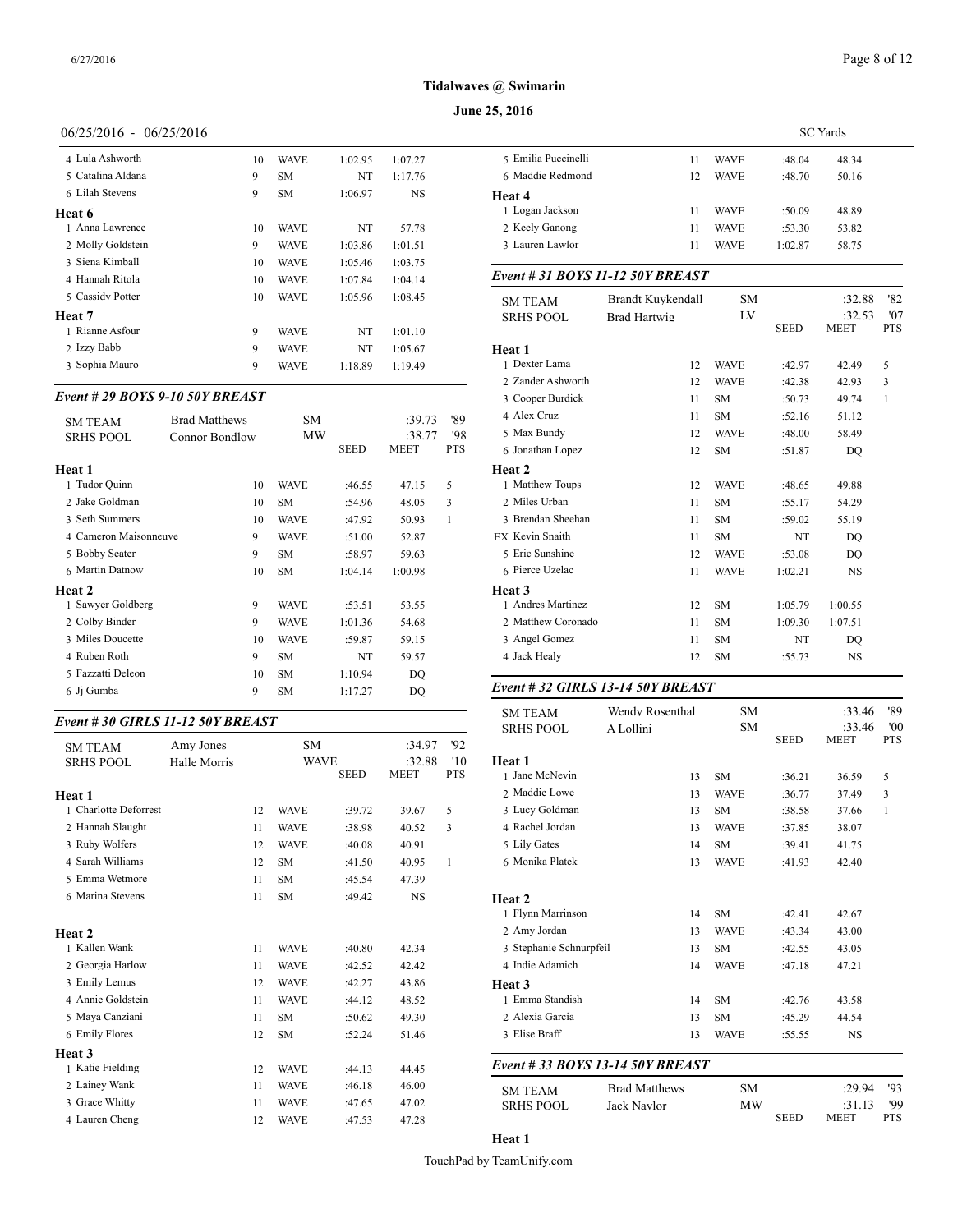**Tidalwaves @ Swimarin**

**June 25, 2016**

06/25/2016 - 06/25/2016 SC Yards

| | Age | Team | Seed | Meet | Pts |
|---|---|---|---|---|---|
| 4 Lula Ashworth | 10 | WAVE | 1:02.95 | 1:07.27 | |
| 5 Catalina Aldana | 9 | SM | NT | 1:17.76 | |
| 6 Lilah Stevens | 9 | SM | 1:06.97 | NS | |
| **Heat 6** | | | | | |
| 1 Anna Lawrence | 10 | WAVE | NT | 57.78 | |
| 2 Molly Goldstein | 9 | WAVE | 1:03.86 | 1:01.51 | |
| 3 Siena Kimball | 10 | WAVE | 1:05.46 | 1:03.75 | |
| 4 Hannah Ritola | 10 | WAVE | 1:07.84 | 1:04.14 | |
| 5 Cassidy Potter | 10 | WAVE | 1:05.96 | 1:08.45 | |
| **Heat 7** | | | | | |
| 1 Rianne Asfour | 9 | WAVE | NT | 1:01.10 | |
| 2 Izzy Babb | 9 | WAVE | NT | 1:05.67 | |
| 3 Sophia Mauro | 9 | WAVE | 1:18.89 | 1:19.49 | |

### *Event # 29 BOYS 9-10 50Y BREAST*

| | | | | | |
|---|---|---|---|---|---|
| SM TEAM | Brad Matthews | SM | | :39.73 | '89 |
| SRHS POOL | Connor Bondlow | MW | | :38.77 | '98 |
| | | | SEED | MEET | PTS |

| | Age | Team | Seed | Meet | Pts |
|---|---|---|---|---|---|
| **Heat 1** | | | | | |
| 1 Tudor Quinn | 10 | WAVE | :46.55 | 47.15 | 5 |
| 2 Jake Goldman | 10 | SM | :54.96 | 48.05 | 3 |
| 3 Seth Summers | 10 | WAVE | :47.92 | 50.93 | 1 |
| 4 Cameron Maisonneuve | 9 | WAVE | :51.00 | 52.87 | |
| 5 Bobby Seater | 9 | SM | :58.97 | 59.63 | |
| 6 Martin Datnow | 10 | SM | 1:04.14 | 1:00.98 | |
| **Heat 2** | | | | | |
| 1 Sawyer Goldberg | 9 | WAVE | :53.51 | 53.55 | |
| 2 Colby Binder | 9 | WAVE | 1:01.36 | 54.68 | |
| 3 Miles Doucette | 10 | WAVE | :59.87 | 59.15 | |
| 4 Ruben Roth | 9 | SM | NT | 59.57 | |
| 5 Fazzatti Deleon | 10 | SM | 1:10.94 | DQ | |
| 6 Jj Gumba | 9 | SM | 1:17.27 | DQ | |

### *Event # 30 GIRLS 11-12 50Y BREAST*

| | | | | | |
|---|---|---|---|---|---|
| SM TEAM | Amy Jones | SM | | :34.97 | '92 |
| SRHS POOL | Halle Morris | WAVE | | :32.88 | '10 |
| | | | SEED | MEET | PTS |

| | Age | Team | Seed | Meet | Pts |
|---|---|---|---|---|---|
| **Heat 1** | | | | | |
| 1 Charlotte Deforrest | 12 | WAVE | :39.72 | 39.67 | 5 |
| 2 Hannah Slaught | 11 | WAVE | :38.98 | 40.52 | 3 |
| 3 Ruby Wolfers | 12 | WAVE | :40.08 | 40.91 | |
| 4 Sarah Williams | 12 | SM | :41.50 | 40.95 | 1 |
| 5 Emma Wetmore | 11 | SM | :45.54 | 47.39 | |
| 6 Marina Stevens | 11 | SM | :49.42 | NS | |
| **Heat 2** | | | | | |
| 1 Kallen Wank | 11 | WAVE | :40.80 | 42.34 | |
| 2 Georgia Harlow | 11 | WAVE | :42.52 | 42.42 | |
| 3 Emily Lemus | 12 | WAVE | :42.27 | 43.86 | |
| 4 Annie Goldstein | 11 | WAVE | :44.12 | 48.52 | |
| 5 Maya Canziani | 11 | SM | :50.62 | 49.30 | |
| 6 Emily Flores | 12 | SM | :52.24 | 51.46 | |
| **Heat 3** | | | | | |
| 1 Katie Fielding | 12 | WAVE | :44.13 | 44.45 | |
| 2 Lainey Wank | 11 | WAVE | :46.18 | 46.00 | |
| 3 Grace Whitty | 11 | WAVE | :47.65 | 47.02 | |
| 4 Lauren Cheng | 12 | WAVE | :47.53 | 47.28 | |
| 5 Emilia Puccinelli | 11 | WAVE | :48.04 | 48.34 | |
| 6 Maddie Redmond | 12 | WAVE | :48.70 | 50.16 | |
| **Heat 4** | | | | | |
| 1 Logan Jackson | 11 | WAVE | :50.09 | 48.89 | |
| 2 Keely Ganong | 11 | WAVE | :53.30 | 53.82 | |
| 3 Lauren Lawlor | 11 | WAVE | 1:02.87 | 58.75 | |

### *Event # 31 BOYS 11-12 50Y BREAST*

| | | | | | |
|---|---|---|---|---|---|
| SM TEAM | Brandt Kuykendall | SM | | :32.88 | '82 |
| SRHS POOL | Brad Hartwig | LV | | :32.53 | '07 |
| | | | SEED | MEET | PTS |

| | Age | Team | Seed | Meet | Pts |
|---|---|---|---|---|---|
| **Heat 1** | | | | | |
| 1 Dexter Lama | 12 | WAVE | :42.97 | 42.49 | 5 |
| 2 Zander Ashworth | 12 | WAVE | :42.38 | 42.93 | 3 |
| 3 Cooper Burdick | 11 | SM | :50.73 | 49.74 | 1 |
| 4 Alex Cruz | 11 | SM | :52.16 | 51.12 | |
| 5 Max Bundy | 12 | WAVE | :48.00 | 58.49 | |
| 6 Jonathan Lopez | 12 | SM | :51.87 | DQ | |
| **Heat 2** | | | | | |
| 1 Matthew Toups | 12 | WAVE | :48.65 | 49.88 | |
| 2 Miles Urban | 11 | SM | :55.17 | 54.29 | |
| 3 Brendan Sheehan | 11 | SM | :59.02 | 55.19 | |
| EX Kevin Snaith | 11 | SM | NT | DQ | |
| 5 Eric Sunshine | 12 | WAVE | :53.08 | DQ | |
| 6 Pierce Uzelac | 11 | WAVE | 1:02.21 | NS | |
| **Heat 3** | | | | | |
| 1 Andres Martinez | 12 | SM | 1:05.79 | 1:00.55 | |
| 2 Matthew Coronado | 11 | SM | 1:09.30 | 1:07.51 | |
| 3 Angel Gomez | 11 | SM | NT | DQ | |
| 4 Jack Healy | 12 | SM | :55.73 | NS | |

### *Event # 32 GIRLS 13-14 50Y BREAST*

| | | | | | |
|---|---|---|---|---|---|
| SM TEAM | Wendy Rosenthal | SM | | :33.46 | '89 |
| SRHS POOL | A Lollini | SM | | :33.46 | '00 |
| | | | SEED | MEET | PTS |

| | Age | Team | Seed | Meet | Pts |
|---|---|---|---|---|---|
| **Heat 1** | | | | | |
| 1 Jane McNevin | 13 | SM | :36.21 | 36.59 | 5 |
| 2 Maddie Lowe | 13 | WAVE | :36.77 | 37.49 | 3 |
| 3 Lucy Goldman | 13 | SM | :38.58 | 37.66 | 1 |
| 4 Rachel Jordan | 13 | WAVE | :37.85 | 38.07 | |
| 5 Lily Gates | 14 | SM | :39.41 | 41.75 | |
| 6 Monika Platek | 13 | WAVE | :41.93 | 42.40 | |
| **Heat 2** | | | | | |
| 1 Flynn Marrinson | 14 | SM | :42.41 | 42.67 | |
| 2 Amy Jordan | 13 | WAVE | :43.34 | 43.00 | |
| 3 Stephanie Schnurpfeil | 13 | SM | :42.55 | 43.05 | |
| 4 Indie Adamich | 14 | WAVE | :47.18 | 47.21 | |
| **Heat 3** | | | | | |
| 1 Emma Standish | 14 | SM | :42.76 | 43.58 | |
| 2 Alexia Garcia | 13 | SM | :45.29 | 44.54 | |
| 3 Elise Braff | 13 | WAVE | :55.55 | NS | |

### *Event # 33 BOYS 13-14 50Y BREAST*

| | | | | | |
|---|---|---|---|---|---|
| SM TEAM | Brad Matthews | SM | | :29.94 | '93 |
| SRHS POOL | Jack Naylor | MW | | :31.13 | '99 |
| | | | SEED | MEET | PTS |

**Heat 1**

TouchPad by TeamUnify.com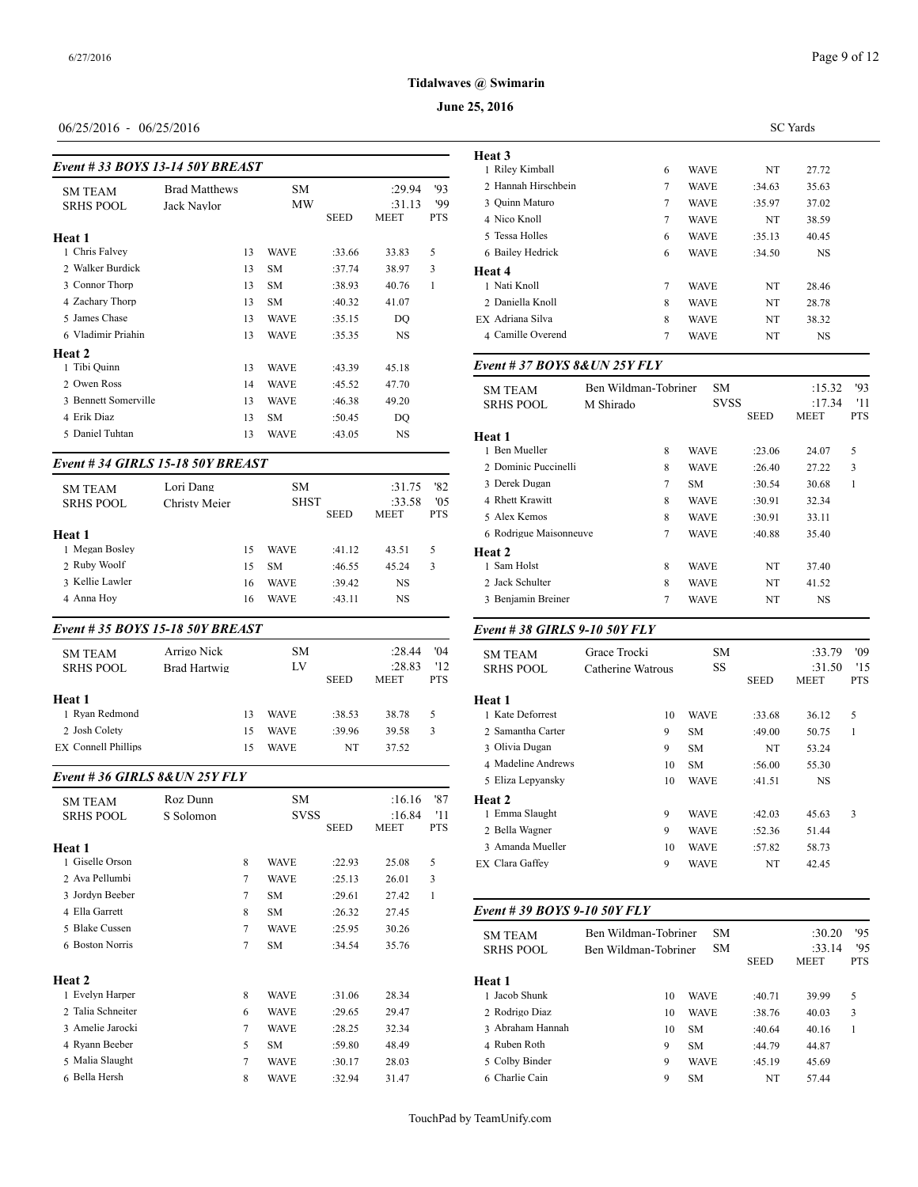# Tidalwaves @ Swimarin

## June 25, 2016

06/25/2016 - 06/25/2016 SC Yards

### Event # 33 BOYS 13-14 50Y BREAST

| | | | | | | |
|---|---|---|---|---|---|---|
| SM TEAM | Brad Matthews | | SM | | :29.94 | '93 |
| SRHS POOL | Jack Naylor | | MW | | :31.13 | '99 |
| | | | | SEED | MEET | PTS |
| **Heat 1** | | | | | | |
| 1 Chris Falvey | | 13 | WAVE | :33.66 | 33.83 | 5 |
| 2 Walker Burdick | | 13 | SM | :37.74 | 38.97 | 3 |
| 3 Connor Thorp | | 13 | SM | :38.93 | 40.76 | 1 |
| 4 Zachary Thorp | | 13 | SM | :40.32 | 41.07 | |
| 5 James Chase | | 13 | WAVE | :35.15 | DQ | |
| 6 Vladimir Priahin | | 13 | WAVE | :35.35 | NS | |
| **Heat 2** | | | | | | |
| 1 Tibi Quinn | | 13 | WAVE | :43.39 | 45.18 | |
| 2 Owen Ross | | 14 | WAVE | :45.52 | 47.70 | |
| 3 Bennett Somerville | | 13 | WAVE | :46.38 | 49.20 | |
| 4 Erik Diaz | | 13 | SM | :50.45 | DQ | |
| 5 Daniel Tuhtan | | 13 | WAVE | :43.05 | NS | |

### Event # 34 GIRLS 15-18 50Y BREAST

| | | | | | | |
|---|---|---|---|---|---|---|
| SM TEAM | Lori Dang | | SM | | :31.75 | '82 |
| SRHS POOL | Christy Meier | | SHST | | :33.58 | '05 |
| | | | | SEED | MEET | PTS |
| **Heat 1** | | | | | | |
| 1 Megan Bosley | | 15 | WAVE | :41.12 | 43.51 | 5 |
| 2 Ruby Woolf | | 15 | SM | :46.55 | 45.24 | 3 |
| 3 Kellie Lawler | | 16 | WAVE | :39.42 | NS | |
| 4 Anna Hoy | | 16 | WAVE | :43.11 | NS | |

### Event # 35 BOYS 15-18 50Y BREAST

| | | | | | | |
|---|---|---|---|---|---|---|
| SM TEAM | Arrigo Nick | | SM | | :28.44 | '04 |
| SRHS POOL | Brad Hartwig | | LV | | :28.83 | '12 |
| | | | | SEED | MEET | PTS |
| **Heat 1** | | | | | | |
| 1 Ryan Redmond | | 13 | WAVE | :38.53 | 38.78 | 5 |
| 2 Josh Colety | | 15 | WAVE | :39.96 | 39.58 | 3 |
| EX Connell Phillips | | 15 | WAVE | NT | 37.52 | |

### Event # 36 GIRLS 8&UN 25Y FLY

| | | | | | | |
|---|---|---|---|---|---|---|
| SM TEAM | Roz Dunn | | SM | | :16.16 | '87 |
| SRHS POOL | S Solomon | | SVSS | | :16.84 | '11 |
| | | | | SEED | MEET | PTS |
| **Heat 1** | | | | | | |
| 1 Giselle Orson | | 8 | WAVE | :22.93 | 25.08 | 5 |
| 2 Ava Pellumbi | | 7 | WAVE | :25.13 | 26.01 | 3 |
| 3 Jordyn Beeber | | 7 | SM | :29.61 | 27.42 | 1 |
| 4 Ella Garrett | | 8 | SM | :26.32 | 27.45 | |
| 5 Blake Cussen | | 7 | WAVE | :25.95 | 30.26 | |
| 6 Boston Norris | | 7 | SM | :34.54 | 35.76 | |
| **Heat 2** | | | | | | |
| 1 Evelyn Harper | | 8 | WAVE | :31.06 | 28.34 | |
| 2 Talia Schneiter | | 6 | WAVE | :29.65 | 29.47 | |
| 3 Amelie Jarocki | | 7 | WAVE | :28.25 | 32.34 | |
| 4 Ryann Beeber | | 5 | SM | :59.80 | 48.49 | |
| 5 Malia Slaught | | 7 | WAVE | :30.17 | 28.03 | |
| 6 Bella Hersh | | 8 | WAVE | :32.94 | 31.47 | |
| **Heat 3** | | | | | | |
| 1 Riley Kimball | | 6 | WAVE | NT | 27.72 | |
| 2 Hannah Hirschbein | | 7 | WAVE | :34.63 | 35.63 | |
| 3 Quinn Maturo | | 7 | WAVE | :35.97 | 37.02 | |
| 4 Nico Knoll | | 7 | WAVE | NT | 38.59 | |
| 5 Tessa Holles | | 6 | WAVE | :35.13 | 40.45 | |
| 6 Bailey Hedrick | | 6 | WAVE | :34.50 | NS | |
| **Heat 4** | | | | | | |
| 1 Nati Knoll | | 7 | WAVE | NT | 28.46 | |
| 2 Daniella Knoll | | 8 | WAVE | NT | 28.78 | |
| EX Adriana Silva | | 8 | WAVE | NT | 38.32 | |
| 4 Camille Overend | | 7 | WAVE | NT | NS | |

### Event # 37 BOYS 8&UN 25Y FLY

| | | | | | | |
|---|---|---|---|---|---|---|
| SM TEAM | Ben Wildman-Tobriner | | SM | | :15.32 | '93 |
| SRHS POOL | M Shirado | | SVSS | | :17.34 | '11 |
| | | | | SEED | MEET | PTS |
| **Heat 1** | | | | | | |
| 1 Ben Mueller | | 8 | WAVE | :23.06 | 24.07 | 5 |
| 2 Dominic Puccinelli | | 8 | WAVE | :26.40 | 27.22 | 3 |
| 3 Derek Dugan | | 7 | SM | :30.54 | 30.68 | 1 |
| 4 Rhett Krawitt | | 8 | WAVE | :30.91 | 32.34 | |
| 5 Alex Kemos | | 8 | WAVE | :30.91 | 33.11 | |
| 6 Rodrigue Maisonneuve | | 7 | WAVE | :40.88 | 35.40 | |
| **Heat 2** | | | | | | |
| 1 Sam Holst | | 8 | WAVE | NT | 37.40 | |
| 2 Jack Schulter | | 8 | WAVE | NT | 41.52 | |
| 3 Benjamin Breiner | | 7 | WAVE | NT | NS | |

### Event # 38 GIRLS 9-10 50Y FLY

| | | | | | | |
|---|---|---|---|---|---|---|
| SM TEAM | Grace Trocki | | SM | | :33.79 | '09 |
| SRHS POOL | Catherine Watrous | | SS | | :31.50 | '15 |
| | | | | SEED | MEET | PTS |
| **Heat 1** | | | | | | |
| 1 Kate Deforrest | | 10 | WAVE | :33.68 | 36.12 | 5 |
| 2 Samantha Carter | | 9 | SM | :49.00 | 50.75 | 1 |
| 3 Olivia Dugan | | 9 | SM | NT | 53.24 | |
| 4 Madeline Andrews | | 10 | SM | :56.00 | 55.30 | |
| 5 Eliza Lepyansky | | 10 | WAVE | :41.51 | NS | |
| **Heat 2** | | | | | | |
| 1 Emma Slaught | | 9 | WAVE | :42.03 | 45.63 | 3 |
| 2 Bella Wagner | | 9 | WAVE | :52.36 | 51.44 | |
| 3 Amanda Mueller | | 10 | WAVE | :57.82 | 58.73 | |
| EX Clara Gaffey | | 9 | WAVE | NT | 42.45 | |

### Event # 39 BOYS 9-10 50Y FLY

| | | | | | | |
|---|---|---|---|---|---|---|
| SM TEAM | Ben Wildman-Tobriner | | SM | | :30.20 | '95 |
| SRHS POOL | Ben Wildman-Tobriner | | SM | | :33.14 | '95 |
| | | | | SEED | MEET | PTS |
| **Heat 1** | | | | | | |
| 1 Jacob Shunk | | 10 | WAVE | :40.71 | 39.99 | 5 |
| 2 Rodrigo Diaz | | 10 | WAVE | :38.76 | 40.03 | 3 |
| 3 Abraham Hannah | | 10 | SM | :40.64 | 40.16 | 1 |
| 4 Ruben Roth | | 9 | SM | :44.79 | 44.87 | |
| 5 Colby Binder | | 9 | WAVE | :45.19 | 45.69 | |
| 6 Charlie Cain | | 9 | SM | NT | 57.44 | |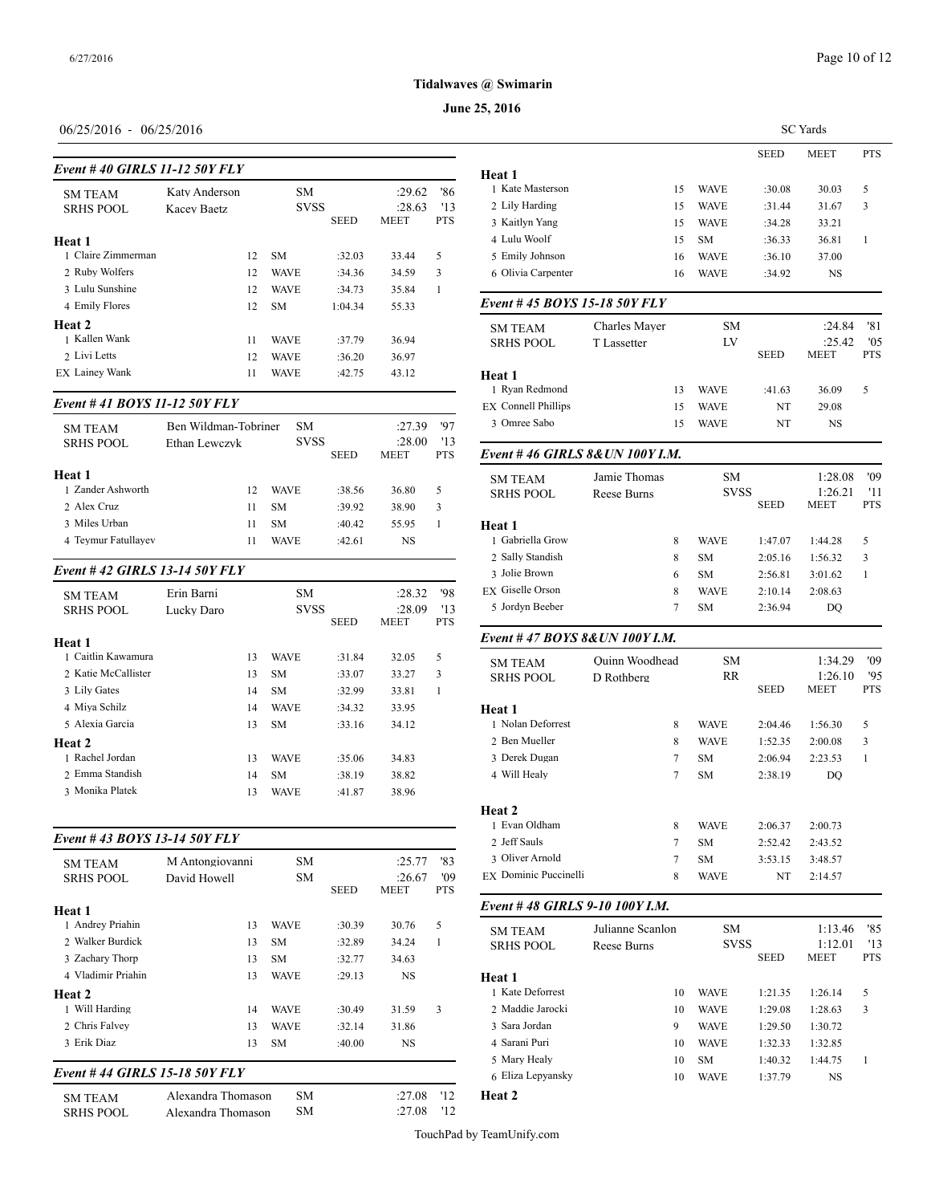**Tidalwaves @ Swimarin**

**June 25, 2016**

06/25/2016 - 06/25/2016

SC Yards

### Event # 40 GIRLS 11-12 50Y FLY

| | | | | | |
|---|---|---|---|---|---|
| SM TEAM | Katy Anderson | SM | | :29.62 | '86 |
| SRHS POOL | Kacey Baetz | SVSS | | :28.63 | '13 |

| | Age | Team | SEED | MEET | PTS |
|---|---|---|---|---|---|
| **Heat 1** | | | | | |
| 1 Claire Zimmerman | 12 | SM | :32.03 | 33.44 | 5 |
| 2 Ruby Wolfers | 12 | WAVE | :34.36 | 34.59 | 3 |
| 3 Lulu Sunshine | 12 | WAVE | :34.73 | 35.84 | 1 |
| 4 Emily Flores | 12 | SM | 1:04.34 | 55.33 | |
| **Heat 2** | | | | | |
| 1 Kallen Wank | 11 | WAVE | :37.79 | 36.94 | |
| 2 Livi Letts | 12 | WAVE | :36.20 | 36.97 | |
| EX Lainey Wank | 11 | WAVE | :42.75 | 43.12 | |

### Event # 41 BOYS 11-12 50Y FLY

| | | | | | |
|---|---|---|---|---|---|
| SM TEAM | Ben Wildman-Tobriner | SM | | :27.39 | '97 |
| SRHS POOL | Ethan Lewczyk | SVSS | | :28.00 | '13 |

| | Age | Team | SEED | MEET | PTS |
|---|---|---|---|---|---|
| **Heat 1** | | | | | |
| 1 Zander Ashworth | 12 | WAVE | :38.56 | 36.80 | 5 |
| 2 Alex Cruz | 11 | SM | :39.92 | 38.90 | 3 |
| 3 Miles Urban | 11 | SM | :40.42 | 55.95 | 1 |
| 4 Teymur Fatullayev | 11 | WAVE | :42.61 | NS | |

### Event # 42 GIRLS 13-14 50Y FLY

| | | | | | |
|---|---|---|---|---|---|
| SM TEAM | Erin Barni | SM | | :28.32 | '98 |
| SRHS POOL | Lucky Daro | SVSS | | :28.09 | '13 |

| | Age | Team | SEED | MEET | PTS |
|---|---|---|---|---|---|
| **Heat 1** | | | | | |
| 1 Caitlin Kawamura | 13 | WAVE | :31.84 | 32.05 | 5 |
| 2 Katie McCallister | 13 | SM | :33.07 | 33.27 | 3 |
| 3 Lily Gates | 14 | SM | :32.99 | 33.81 | 1 |
| 4 Miya Schilz | 14 | WAVE | :34.32 | 33.95 | |
| 5 Alexia Garcia | 13 | SM | :33.16 | 34.12 | |
| **Heat 2** | | | | | |
| 1 Rachel Jordan | 13 | WAVE | :35.06 | 34.83 | |
| 2 Emma Standish | 14 | SM | :38.19 | 38.82 | |
| 3 Monika Platek | 13 | WAVE | :41.87 | 38.96 | |

### Event # 43 BOYS 13-14 50Y FLY

| | | | | | |
|---|---|---|---|---|---|
| SM TEAM | M Antongiovanni | SM | | :25.77 | '83 |
| SRHS POOL | David Howell | SM | | :26.67 | '09 |

| | Age | Team | SEED | MEET | PTS |
|---|---|---|---|---|---|
| **Heat 1** | | | | | |
| 1 Andrey Priahin | 13 | WAVE | :30.39 | 30.76 | 5 |
| 2 Walker Burdick | 13 | SM | :32.89 | 34.24 | 1 |
| 3 Zachary Thorp | 13 | SM | :32.77 | 34.63 | |
| 4 Vladimir Priahin | 13 | WAVE | :29.13 | NS | |
| **Heat 2** | | | | | |
| 1 Will Harding | 14 | WAVE | :30.49 | 31.59 | 3 |
| 2 Chris Falvey | 13 | WAVE | :32.14 | 31.86 | |
| 3 Erik Diaz | 13 | SM | :40.00 | NS | |

### Event # 44 GIRLS 15-18 50Y FLY

| | | | | | |
|---|---|---|---|---|---|
| SM TEAM | Alexandra Thomason | SM | | :27.08 | '12 |
| SRHS POOL | Alexandra Thomason | SM | | :27.08 | '12 |

| | Age | Team | SEED | MEET | PTS |
|---|---|---|---|---|---|
| **Heat 1** | | | | | |
| 1 Kate Masterson | 15 | WAVE | :30.08 | 30.03 | 5 |
| 2 Lily Harding | 15 | WAVE | :31.44 | 31.67 | 3 |
| 3 Kaitlyn Yang | 15 | WAVE | :34.28 | 33.21 | |
| 4 Lulu Woolf | 15 | SM | :36.33 | 36.81 | 1 |
| 5 Emily Johnson | 16 | WAVE | :36.10 | 37.00 | |
| 6 Olivia Carpenter | 16 | WAVE | :34.92 | NS | |

### Event # 45 BOYS 15-18 50Y FLY

| | | | | | |
|---|---|---|---|---|---|
| SM TEAM | Charles Mayer | SM | | :24.84 | '81 |
| SRHS POOL | T Lassetter | LV | | :25.42 | '05 |

| | Age | Team | SEED | MEET | PTS |
|---|---|---|---|---|---|
| **Heat 1** | | | | | |
| 1 Ryan Redmond | 13 | WAVE | :41.63 | 36.09 | 5 |
| EX Connell Phillips | 15 | WAVE | NT | 29.08 | |
| 3 Omree Sabo | 15 | WAVE | NT | NS | |

### Event # 46 GIRLS 8&UN 100Y I.M.

| | | | | | |
|---|---|---|---|---|---|
| SM TEAM | Jamie Thomas | SM | | 1:28.08 | '09 |
| SRHS POOL | Reese Burns | SVSS | | 1:26.21 | '11 |

| | Age | Team | SEED | MEET | PTS |
|---|---|---|---|---|---|
| **Heat 1** | | | | | |
| 1 Gabriella Grow | 8 | WAVE | 1:47.07 | 1:44.28 | 5 |
| 2 Sally Standish | 8 | SM | 2:05.16 | 1:56.32 | 3 |
| 3 Jolie Brown | 6 | SM | 2:56.81 | 3:01.62 | 1 |
| EX Giselle Orson | 8 | WAVE | 2:10.14 | 2:08.63 | |
| 5 Jordyn Beeber | 7 | SM | 2:36.94 | DQ | |

### Event # 47 BOYS 8&UN 100Y I.M.

| | | | | | |
|---|---|---|---|---|---|
| SM TEAM | Quinn Woodhead | SM | | 1:34.29 | '09 |
| SRHS POOL | D Rothberg | RR | | 1:26.10 | '95 |

| | Age | Team | SEED | MEET | PTS |
|---|---|---|---|---|---|
| **Heat 1** | | | | | |
| 1 Nolan Deforrest | 8 | WAVE | 2:04.46 | 1:56.30 | 5 |
| 2 Ben Mueller | 8 | WAVE | 1:52.35 | 2:00.08 | 3 |
| 3 Derek Dugan | 7 | SM | 2:06.94 | 2:23.53 | 1 |
| 4 Will Healy | 7 | SM | 2:38.19 | DQ | |
| **Heat 2** | | | | | |
| 1 Evan Oldham | 8 | WAVE | 2:06.37 | 2:00.73 | |
| 2 Jeff Sauls | 7 | SM | 2:52.42 | 2:43.52 | |
| 3 Oliver Arnold | 7 | SM | 3:53.15 | 3:48.57 | |
| EX Dominic Puccinelli | 8 | WAVE | NT | 2:14.57 | |

### Event # 48 GIRLS 9-10 100Y I.M.

| | | | | | |
|---|---|---|---|---|---|
| SM TEAM | Julianne Scanlon | SM | | 1:13.46 | '85 |
| SRHS POOL | Reese Burns | SVSS | | 1:12.01 | '13 |

| | Age | Team | SEED | MEET | PTS |
|---|---|---|---|---|---|
| **Heat 1** | | | | | |
| 1 Kate Deforrest | 10 | WAVE | 1:21.35 | 1:26.14 | 5 |
| 2 Maddie Jarocki | 10 | WAVE | 1:29.08 | 1:28.63 | 3 |
| 3 Sara Jordan | 9 | WAVE | 1:29.50 | 1:30.72 | |
| 4 Sarani Puri | 10 | WAVE | 1:32.33 | 1:32.85 | |
| 5 Mary Healy | 10 | SM | 1:40.32 | 1:44.75 | 1 |
| 6 Eliza Lepyansky | 10 | WAVE | 1:37.79 | NS | |
| **Heat 2** | | | | | |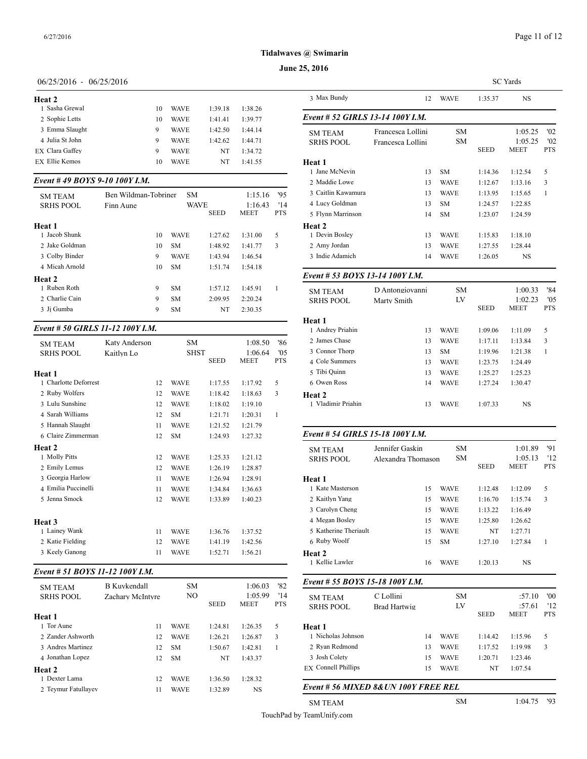**Tidalwaves @ Swimarin**

**June 25, 2016**

06/25/2016 - 06/25/2016 SC Yards

**Heat 2**

| | Name | Age | Team | Seed | Meet | Pts |
|---|---|---|---|---|---|---|
| 1 | Sasha Grewal | 10 | WAVE | 1:39.18 | 1:38.26 | |
| 2 | Sophie Letts | 10 | WAVE | 1:41.41 | 1:39.77 | |
| 3 | Emma Slaught | 9 | WAVE | 1:42.50 | 1:44.14 | |
| 4 | Julia St John | 9 | WAVE | 1:42.62 | 1:44.71 | |
| EX | Clara Gaffey | 9 | WAVE | NT | 1:34.72 | |
| EX | Ellie Kemos | 10 | WAVE | NT | 1:41.55 | |

### *Event # 49 BOYS 9-10 100Y I.M.*

| | | | | |
|---|---|---|---|---|
| SM TEAM | Ben Wildman-Tobriner | SM | 1:15.16 | '95 |
| SRHS POOL | Finn Aune | WAVE | 1:16.43 | '14 |

| | Name | Age | Team | Seed | Meet | Pts |
|---|---|---|---|---|---|---|
| **Heat 1** | | | | | | |
| 1 | Jacob Shunk | 10 | WAVE | 1:27.62 | 1:31.00 | 5 |
| 2 | Jake Goldman | 10 | SM | 1:48.92 | 1:41.77 | 3 |
| 3 | Colby Binder | 9 | WAVE | 1:43.94 | 1:46.54 | |
| 4 | Micah Arnold | 10 | SM | 1:51.74 | 1:54.18 | |
| **Heat 2** | | | | | | |
| 1 | Ruben Roth | 9 | SM | 1:57.12 | 1:45.91 | 1 |
| 2 | Charlie Cain | 9 | SM | 2:09.95 | 2:20.24 | |
| 3 | Jj Gumba | 9 | SM | NT | 2:30.35 | |

### *Event # 50 GIRLS 11-12 100Y I.M.*

| | | | | |
|---|---|---|---|---|
| SM TEAM | Katy Anderson | SM | 1:08.50 | '86 |
| SRHS POOL | Kaitlyn Lo | SHST | 1:06.64 | '05 |

| | Name | Age | Team | Seed | Meet | Pts |
|---|---|---|---|---|---|---|
| **Heat 1** | | | | | | |
| 1 | Charlotte Deforrest | 12 | WAVE | 1:17.55 | 1:17.92 | 5 |
| 2 | Ruby Wolfers | 12 | WAVE | 1:18.42 | 1:18.63 | 3 |
| 3 | Lulu Sunshine | 12 | WAVE | 1:18.02 | 1:19.10 | |
| 4 | Sarah Williams | 12 | SM | 1:21.71 | 1:20.31 | 1 |
| 5 | Hannah Slaught | 11 | WAVE | 1:21.52 | 1:21.79 | |
| 6 | Claire Zimmerman | 12 | SM | 1:24.93 | 1:27.32 | |
| **Heat 2** | | | | | | |
| 1 | Molly Pitts | 12 | WAVE | 1:25.33 | 1:21.12 | |
| 2 | Emily Lemus | 12 | WAVE | 1:26.19 | 1:28.87 | |
| 3 | Georgia Harlow | 11 | WAVE | 1:26.94 | 1:28.91 | |
| 4 | Emilia Puccinelli | 11 | WAVE | 1:34.84 | 1:36.63 | |
| 5 | Jenna Smock | 12 | WAVE | 1:33.89 | 1:40.23 | |
| **Heat 3** | | | | | | |
| 1 | Lainey Wank | 11 | WAVE | 1:36.76 | 1:37.52 | |
| 2 | Katie Fielding | 12 | WAVE | 1:41.19 | 1:42.56 | |
| 3 | Keely Ganong | 11 | WAVE | 1:52.71 | 1:56.21 | |

### *Event # 51 BOYS 11-12 100Y I.M.*

| | | | | |
|---|---|---|---|---|
| SM TEAM | B Kuykendall | SM | 1:06.03 | '82 |
| SRHS POOL | Zachary McIntyre | NO | 1:05.99 | '14 |

| | Name | Age | Team | Seed | Meet | Pts |
|---|---|---|---|---|---|---|
| **Heat 1** | | | | | | |
| 1 | Tor Aune | 11 | WAVE | 1:24.81 | 1:26.35 | 5 |
| 2 | Zander Ashworth | 12 | WAVE | 1:26.21 | 1:26.87 | 3 |
| 3 | Andres Martinez | 12 | SM | 1:50.67 | 1:42.81 | 1 |
| 4 | Jonathan Lopez | 12 | SM | NT | 1:43.37 | |
| **Heat 2** | | | | | | |
| 1 | Dexter Lama | 12 | WAVE | 1:36.50 | 1:28.32 | |
| 2 | Teymur Fatullayev | 11 | WAVE | 1:32.89 | NS | |
| 3 | Max Bundy | 12 | WAVE | 1:35.37 | NS | |

### *Event # 52 GIRLS 13-14 100Y I.M.*

| | | | | |
|---|---|---|---|---|
| SM TEAM | Francesca Lollini | SM | 1:05.25 | '02 |
| SRHS POOL | Francesca Lollini | SM | 1:05.25 | '02 |

| | Name | Age | Team | Seed | Meet | Pts |
|---|---|---|---|---|---|---|
| **Heat 1** | | | | | | |
| 1 | Jane McNevin | 13 | SM | 1:14.36 | 1:12.54 | 5 |
| 2 | Maddie Lowe | 13 | WAVE | 1:12.67 | 1:13.16 | 3 |
| 3 | Caitlin Kawamura | 13 | WAVE | 1:13.95 | 1:15.65 | 1 |
| 4 | Lucy Goldman | 13 | SM | 1:24.57 | 1:22.85 | |
| 5 | Flynn Marrinson | 14 | SM | 1:23.07 | 1:24.59 | |
| **Heat 2** | | | | | | |
| 1 | Devin Bosley | 13 | WAVE | 1:15.83 | 1:18.10 | |
| 2 | Amy Jordan | 13 | WAVE | 1:27.55 | 1:28.44 | |
| 3 | Indie Adamich | 14 | WAVE | 1:26.05 | NS | |

### *Event # 53 BOYS 13-14 100Y I.M.*

| | | | | |
|---|---|---|---|---|
| SM TEAM | D Antongiovanni | SM | 1:00.33 | '84 |
| SRHS POOL | Marty Smith | LV | 1:02.23 | '05 |

| | Name | Age | Team | Seed | Meet | Pts |
|---|---|---|---|---|---|---|
| **Heat 1** | | | | | | |
| 1 | Andrey Priahin | 13 | WAVE | 1:09.06 | 1:11.09 | 5 |
| 2 | James Chase | 13 | WAVE | 1:17.11 | 1:13.84 | 3 |
| 3 | Connor Thorp | 13 | SM | 1:19.96 | 1:21.38 | 1 |
| 4 | Cole Summers | 13 | WAVE | 1:23.75 | 1:24.49 | |
| 5 | Tibi Quinn | 13 | WAVE | 1:25.27 | 1:25.23 | |
| 6 | Owen Ross | 14 | WAVE | 1:27.24 | 1:30.47 | |
| **Heat 2** | | | | | | |
| 1 | Vladimir Priahin | 13 | WAVE | 1:07.33 | NS | |

### *Event # 54 GIRLS 15-18 100Y I.M.*

| | | | | |
|---|---|---|---|---|
| SM TEAM | Jennifer Gaskin | SM | 1:01.89 | '91 |
| SRHS POOL | Alexandra Thomason | SM | 1:05.13 | '12 |

| | Name | Age | Team | Seed | Meet | Pts |
|---|---|---|---|---|---|---|
| **Heat 1** | | | | | | |
| 1 | Kate Masterson | 15 | WAVE | 1:12.48 | 1:12.09 | 5 |
| 2 | Kaitlyn Yang | 15 | WAVE | 1:16.70 | 1:15.74 | 3 |
| 3 | Carolyn Cheng | 15 | WAVE | 1:13.22 | 1:16.49 | |
| 4 | Megan Bosley | 15 | WAVE | 1:25.80 | 1:26.62 | |
| 5 | Katherine Theriault | 15 | WAVE | NT | 1:27.71 | |
| 6 | Ruby Woolf | 15 | SM | 1:27.10 | 1:27.84 | 1 |
| **Heat 2** | | | | | | |
| 1 | Kellie Lawler | 16 | WAVE | 1:20.13 | NS | |

### *Event # 55 BOYS 15-18 100Y I.M.*

| | | | | |
|---|---|---|---|---|
| SM TEAM | C Lollini | SM | :57.10 | '00 |
| SRHS POOL | Brad Hartwig | LV | :57.61 | '12 |

| | Name | Age | Team | Seed | Meet | Pts |
|---|---|---|---|---|---|---|
| **Heat 1** | | | | | | |
| 1 | Nicholas Johnson | 14 | WAVE | 1:14.42 | 1:15.96 | 5 |
| 2 | Ryan Redmond | 13 | WAVE | 1:17.52 | 1:19.98 | 3 |
| 3 | Josh Colety | 15 | WAVE | 1:20.71 | 1:23.46 | |
| EX | Connell Phillips | 15 | WAVE | NT | 1:07.54 | |

### *Event # 56 MIXED 8&UN 100Y FREE REL*

| | | | | |
|---|---|---|---|---|
| SM TEAM | | SM | 1:04.75 | '93 |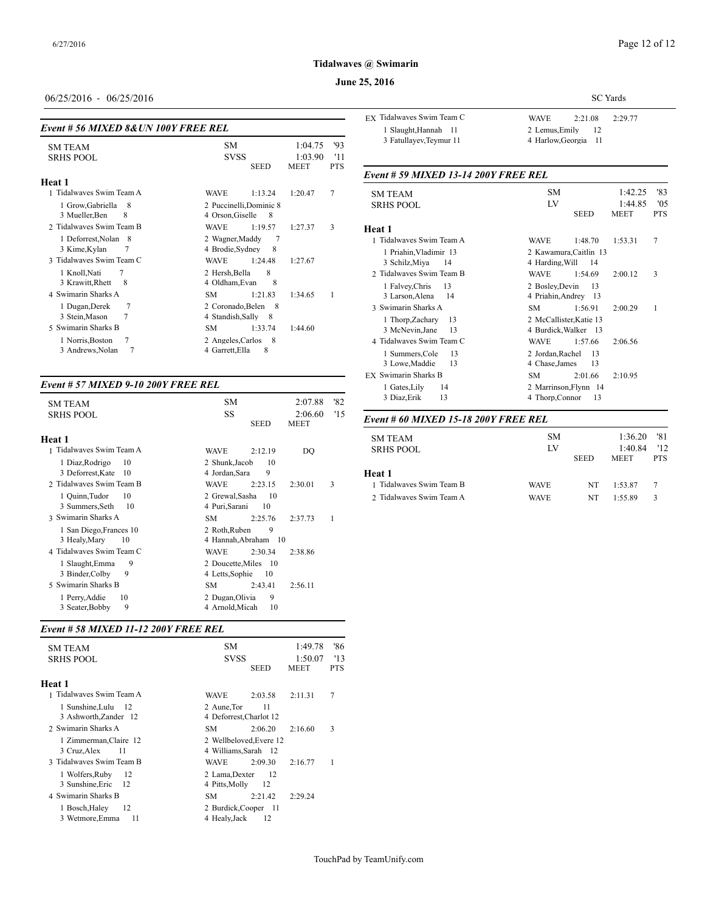**Tidalwaves @ Swimarin**

**June 25, 2016**

06/25/2016 - 06/25/2016 SC Yards

### *Event # 56 MIXED 8&UN 100Y FREE REL*

| | | | | |
|---|---|---|---|---|
| SM TEAM | SM | | 1:04.75 | '93 |
| SRHS POOL | SVSS | | 1:03.90 | '11 |
| | | SEED | MEET | PTS |

**Heat 1**

1 Tidalwaves Swim Team A — WAVE 1:13.24 1:20.47 7
1 Grow,Gabriella 8; 2 Puccinelli,Dominic 8; 3 Mueller,Ben 8; 4 Orson,Giselle 8

2 Tidalwaves Swim Team B — WAVE 1:19.57 1:27.37 3
1 Deforrest,Nolan 8; 2 Wagner,Maddy 7; 3 Kime,Kylan 7; 4 Brodie,Sydney 8

3 Tidalwaves Swim Team C — WAVE 1:24.48 1:27.67
1 Knoll,Nati 7; 2 Hersh,Bella 8; 3 Krawitt,Rhett 8; 4 Oldham,Evan 8

4 Swimarin Sharks A — SM 1:21.83 1:34.65 1
1 Dugan,Derek 7; 2 Coronado,Belen 8; 3 Stein,Mason 7; 4 Standish,Sally 8

5 Swimarin Sharks B — SM 1:33.74 1:44.60
1 Norris,Boston 7; 2 Angeles,Carlos 8; 3 Andrews,Nolan 7; 4 Garrett,Ella 8

### *Event # 57 MIXED 9-10 200Y FREE REL*

| | | | | |
|---|---|---|---|---|
| SM TEAM | SM | | 2:07.88 | '82 |
| SRHS POOL | SS | | 2:06.60 | '15 |
| | | SEED | MEET | |

**Heat 1**

1 Tidalwaves Swim Team A — WAVE 2:12.19 DQ
1 Diaz,Rodrigo 10; 2 Shunk,Jacob 10; 3 Deforrest,Kate 10; 4 Jordan,Sara 9

2 Tidalwaves Swim Team B — WAVE 2:23.15 2:30.01 3
1 Quinn,Tudor 10; 2 Grewal,Sasha 10; 3 Summers,Seth 10; 4 Puri,Sarani 10

3 Swimarin Sharks A — SM 2:25.76 2:37.73 1
1 San Diego,Frances 10; 2 Roth,Ruben 9; 3 Healy,Mary 10; 4 Hannah,Abraham 10

4 Tidalwaves Swim Team C — WAVE 2:30.34 2:38.86
1 Slaught,Emma 9; 2 Doucette,Miles 10; 3 Binder,Colby 9; 4 Letts,Sophie 10

5 Swimarin Sharks B — SM 2:43.41 2:56.11
1 Perry,Addie 10; 2 Dugan,Olivia 9; 3 Seater,Bobby 9; 4 Arnold,Micah 10

### *Event # 58 MIXED 11-12 200Y FREE REL*

| | | | | |
|---|---|---|---|---|
| SM TEAM | SM | | 1:49.78 | '86 |
| SRHS POOL | SVSS | | 1:50.07 | '13 |
| | | SEED | MEET | PTS |

**Heat 1**

1 Tidalwaves Swim Team A — WAVE 2:03.58 2:11.31 7
1 Sunshine,Lulu 12; 2 Aune,Tor 11; 3 Ashworth,Zander 12; 4 Deforrest,Charlot 12

2 Swimarin Sharks A — SM 2:06.20 2:16.60 3
1 Zimmerman,Claire 12; 2 Wellbeloved,Evere 12; 3 Cruz,Alex 11; 4 Williams,Sarah 12

3 Tidalwaves Swim Team B — WAVE 2:09.30 2:16.77 1
1 Wolfers,Ruby 12; 2 Lama,Dexter 12; 3 Sunshine,Eric 12; 4 Pitts,Molly 12

4 Swimarin Sharks B — SM 2:21.42 2:29.24
1 Bosch,Haley 12; 2 Burdick,Cooper 11; 3 Wetmore,Emma 11; 4 Healy,Jack 12

EX Tidalwaves Swim Team C — WAVE 2:21.08 2:29.77
1 Slaught,Hannah 11; 2 Lemus,Emily 12; 3 Fatullayev,Teymur 11; 4 Harlow,Georgia 11

### *Event # 59 MIXED 13-14 200Y FREE REL*

| | | | | |
|---|---|---|---|---|
| SM TEAM | SM | | 1:42.25 | '83 |
| SRHS POOL | LV | | 1:44.85 | '05 |
| | | SEED | MEET | PTS |

**Heat 1**

1 Tidalwaves Swim Team A — WAVE 1:48.70 1:53.31 7
1 Priahin,Vladimir 13; 2 Kawamura,Caitlin 13; 3 Schilz,Miya 14; 4 Harding,Will 14

2 Tidalwaves Swim Team B — WAVE 1:54.69 2:00.12 3
1 Falvey,Chris 13; 2 Bosley,Devin 13; 3 Larson,Alena 14; 4 Priahin,Andrey 13

3 Swimarin Sharks A — SM 1:56.91 2:00.29 1
1 Thorp,Zachary 13; 2 McCallister,Katie 13; 3 McNevin,Jane 13; 4 Burdick,Walker 13

4 Tidalwaves Swim Team C — WAVE 1:57.66 2:06.56
1 Summers,Cole 13; 2 Jordan,Rachel 13; 3 Lowe,Maddie 13; 4 Chase,James 13

EX Swimarin Sharks B — SM 2:01.66 2:10.95
1 Gates,Lily 14; 2 Marrinson,Flynn 14; 3 Diaz,Erik 13; 4 Thorp,Connor 13

### *Event # 60 MIXED 15-18 200Y FREE REL*

| | | | | |
|---|---|---|---|---|
| SM TEAM | SM | | 1:36.20 | '81 |
| SRHS POOL | LV | | 1:40.84 | '12 |
| | | SEED | MEET | PTS |

**Heat 1**

| | | | | |
|---|---|---|---|---|
| 1 Tidalwaves Swim Team B | WAVE | NT | 1:53.87 | 7 |
| 2 Tidalwaves Swim Team A | WAVE | NT | 1:55.89 | 3 |

TouchPad by TeamUnify.com